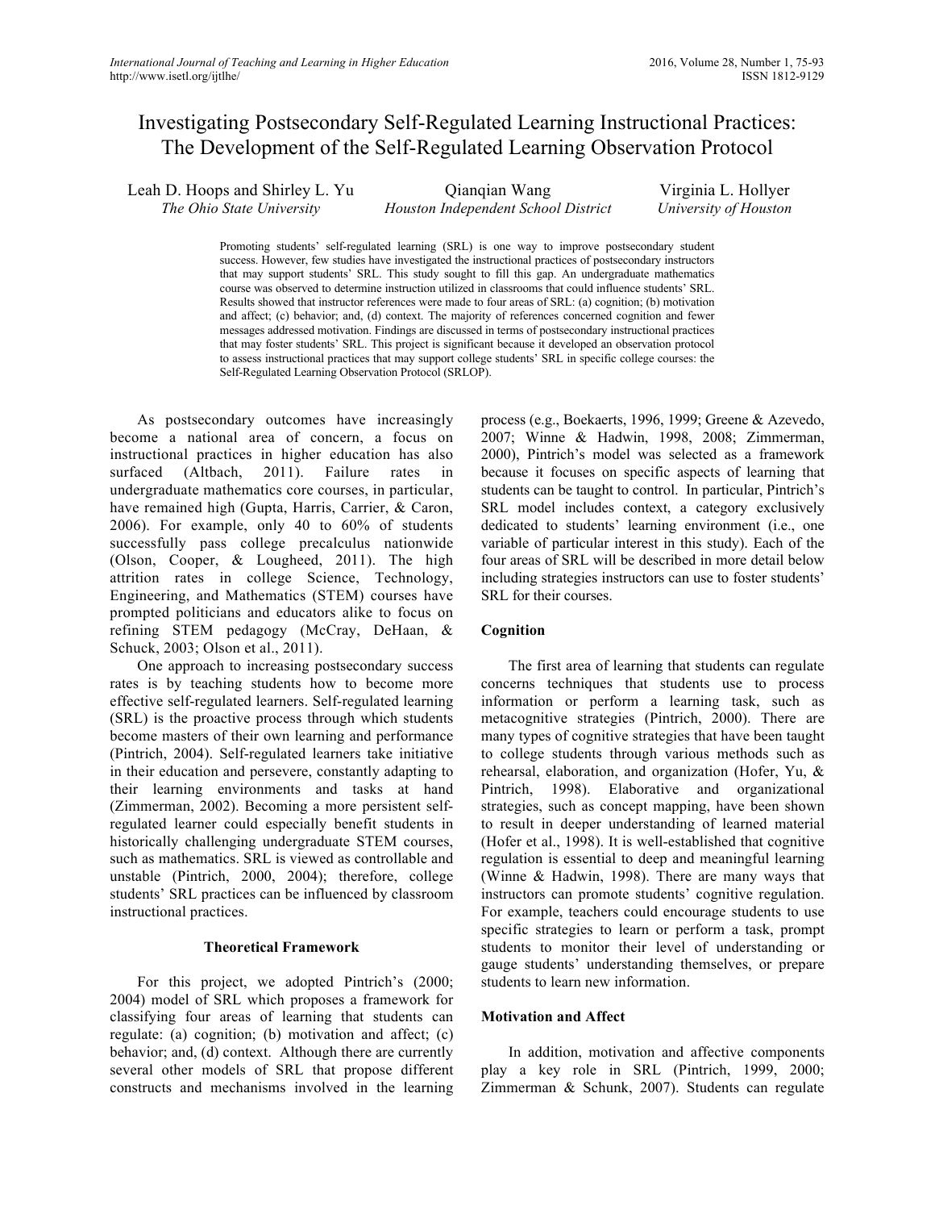# Investigating Postsecondary Self-Regulated Learning Instructional Practices: The Development of the Self-Regulated Learning Observation Protocol

Leah D. Hoops and Shirley L. Yu
*The Ohio State University*

Qianqian Wang
*Houston Independent School District*

Virginia L. Hollyer
*University of Houston*

Promoting students' self-regulated learning (SRL) is one way to improve postsecondary student success. However, few studies have investigated the instructional practices of postsecondary instructors that may support students' SRL. This study sought to fill this gap. An undergraduate mathematics course was observed to determine instruction utilized in classrooms that could influence students' SRL. Results showed that instructor references were made to four areas of SRL: (a) cognition; (b) motivation and affect; (c) behavior; and, (d) context. The majority of references concerned cognition and fewer messages addressed motivation. Findings are discussed in terms of postsecondary instructional practices that may foster students' SRL. This project is significant because it developed an observation protocol to assess instructional practices that may support college students' SRL in specific college courses: the Self-Regulated Learning Observation Protocol (SRLOP).

As postsecondary outcomes have increasingly become a national area of concern, a focus on instructional practices in higher education has also surfaced (Altbach, 2011). Failure rates in undergraduate mathematics core courses, in particular, have remained high (Gupta, Harris, Carrier, & Caron, 2006). For example, only 40 to 60% of students successfully pass college precalculus nationwide (Olson, Cooper, & Lougheed, 2011). The high attrition rates in college Science, Technology, Engineering, and Mathematics (STEM) courses have prompted politicians and educators alike to focus on refining STEM pedagogy (McCray, DeHaan, & Schuck, 2003; Olson et al., 2011).

One approach to increasing postsecondary success rates is by teaching students how to become more effective self-regulated learners. Self-regulated learning (SRL) is the proactive process through which students become masters of their own learning and performance (Pintrich, 2004). Self-regulated learners take initiative in their education and persevere, constantly adapting to their learning environments and tasks at hand (Zimmerman, 2002). Becoming a more persistent self-regulated learner could especially benefit students in historically challenging undergraduate STEM courses, such as mathematics. SRL is viewed as controllable and unstable (Pintrich, 2000, 2004); therefore, college students' SRL practices can be influenced by classroom instructional practices.

## Theoretical Framework

For this project, we adopted Pintrich's (2000; 2004) model of SRL which proposes a framework for classifying four areas of learning that students can regulate: (a) cognition; (b) motivation and affect; (c) behavior; and, (d) context. Although there are currently several other models of SRL that propose different constructs and mechanisms involved in the learning process (e.g., Boekaerts, 1996, 1999; Greene & Azevedo, 2007; Winne & Hadwin, 1998, 2008; Zimmerman, 2000), Pintrich's model was selected as a framework because it focuses on specific aspects of learning that students can be taught to control. In particular, Pintrich's SRL model includes context, a category exclusively dedicated to students' learning environment (i.e., one variable of particular interest in this study). Each of the four areas of SRL will be described in more detail below including strategies instructors can use to foster students' SRL for their courses.

### Cognition

The first area of learning that students can regulate concerns techniques that students use to process information or perform a learning task, such as metacognitive strategies (Pintrich, 2000). There are many types of cognitive strategies that have been taught to college students through various methods such as rehearsal, elaboration, and organization (Hofer, Yu, & Pintrich, 1998). Elaborative and organizational strategies, such as concept mapping, have been shown to result in deeper understanding of learned material (Hofer et al., 1998). It is well-established that cognitive regulation is essential to deep and meaningful learning (Winne & Hadwin, 1998). There are many ways that instructors can promote students' cognitive regulation. For example, teachers could encourage students to use specific strategies to learn or perform a task, prompt students to monitor their level of understanding or gauge students' understanding themselves, or prepare students to learn new information.

### Motivation and Affect

In addition, motivation and affective components play a key role in SRL (Pintrich, 1999, 2000; Zimmerman & Schunk, 2007). Students can regulate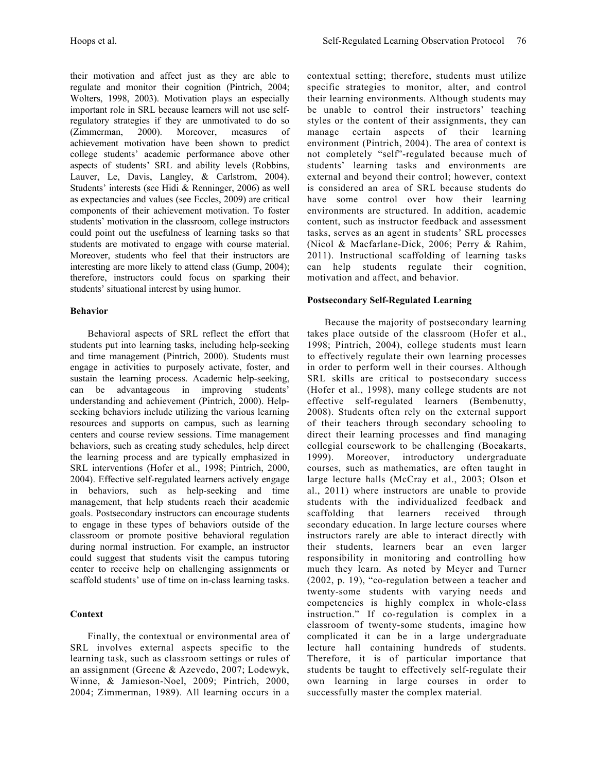their motivation and affect just as they are able to regulate and monitor their cognition (Pintrich, 2004; Wolters, 1998, 2003). Motivation plays an especially important role in SRL because learners will not use self-regulatory strategies if they are unmotivated to do so (Zimmerman, 2000). Moreover, measures of achievement motivation have been shown to predict college students' academic performance above other aspects of students' SRL and ability levels (Robbins, Lauver, Le, Davis, Langley, & Carlstrom, 2004). Students' interests (see Hidi & Renninger, 2006) as well as expectancies and values (see Eccles, 2009) are critical components of their achievement motivation. To foster students' motivation in the classroom, college instructors could point out the usefulness of learning tasks so that students are motivated to engage with course material. Moreover, students who feel that their instructors are interesting are more likely to attend class (Gump, 2004); therefore, instructors could focus on sparking their students' situational interest by using humor.

### Behavior

Behavioral aspects of SRL reflect the effort that students put into learning tasks, including help-seeking and time management (Pintrich, 2000). Students must engage in activities to purposely activate, foster, and sustain the learning process. Academic help-seeking, can be advantageous in improving students' understanding and achievement (Pintrich, 2000). Help-seeking behaviors include utilizing the various learning resources and supports on campus, such as learning centers and course review sessions. Time management behaviors, such as creating study schedules, help direct the learning process and are typically emphasized in SRL interventions (Hofer et al., 1998; Pintrich, 2000, 2004). Effective self-regulated learners actively engage in behaviors, such as help-seeking and time management, that help students reach their academic goals. Postsecondary instructors can encourage students to engage in these types of behaviors outside of the classroom or promote positive behavioral regulation during normal instruction. For example, an instructor could suggest that students visit the campus tutoring center to receive help on challenging assignments or scaffold students' use of time on in-class learning tasks.

### Context

Finally, the contextual or environmental area of SRL involves external aspects specific to the learning task, such as classroom settings or rules of an assignment (Greene & Azevedo, 2007; Lodewyk, Winne, & Jamieson-Noel, 2009; Pintrich, 2000, 2004; Zimmerman, 1989). All learning occurs in a contextual setting; therefore, students must utilize specific strategies to monitor, alter, and control their learning environments. Although students may be unable to control their instructors' teaching styles or the content of their assignments, they can manage certain aspects of their learning environment (Pintrich, 2004). The area of context is not completely "self"-regulated because much of students' learning tasks and environments are external and beyond their control; however, context is considered an area of SRL because students do have some control over how their learning environments are structured. In addition, academic content, such as instructor feedback and assessment tasks, serves as an agent in students' SRL processes (Nicol & Macfarlane-Dick, 2006; Perry & Rahim, 2011). Instructional scaffolding of learning tasks can help students regulate their cognition, motivation and affect, and behavior.

### Postsecondary Self-Regulated Learning

Because the majority of postsecondary learning takes place outside of the classroom (Hofer et al., 1998; Pintrich, 2004), college students must learn to effectively regulate their own learning processes in order to perform well in their courses. Although SRL skills are critical to postsecondary success (Hofer et al., 1998), many college students are not effective self-regulated learners (Bembenutty, 2008). Students often rely on the external support of their teachers through secondary schooling to direct their learning processes and find managing collegial coursework to be challenging (Boeakarts, 1999). Moreover, introductory undergraduate courses, such as mathematics, are often taught in large lecture halls (McCray et al., 2003; Olson et al., 2011) where instructors are unable to provide students with the individualized feedback and scaffolding that learners received through secondary education. In large lecture courses where instructors rarely are able to interact directly with their students, learners bear an even larger responsibility in monitoring and controlling how much they learn. As noted by Meyer and Turner (2002, p. 19), "co-regulation between a teacher and twenty-some students with varying needs and competencies is highly complex in whole-class instruction." If co-regulation is complex in a classroom of twenty-some students, imagine how complicated it can be in a large undergraduate lecture hall containing hundreds of students. Therefore, it is of particular importance that students be taught to effectively self-regulate their own learning in large courses in order to successfully master the complex material.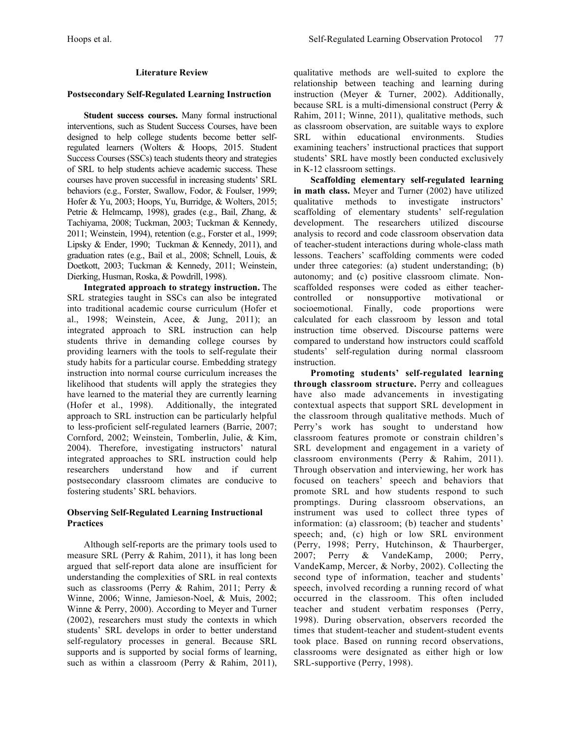## Literature Review

### Postsecondary Self-Regulated Learning Instruction

**Student success courses.** Many formal instructional interventions, such as Student Success Courses, have been designed to help college students become better self-regulated learners (Wolters & Hoops, 2015. Student Success Courses (SSCs) teach students theory and strategies of SRL to help students achieve academic success. These courses have proven successful in increasing students' SRL behaviors (e.g., Forster, Swallow, Fodor, & Foulser, 1999; Hofer & Yu, 2003; Hoops, Yu, Burridge, & Wolters, 2015; Petrie & Helmcamp, 1998), grades (e.g., Bail, Zhang, & Tachiyama, 2008; Tuckman, 2003; Tuckman & Kennedy, 2011; Weinstein, 1994), retention (e.g., Forster et al., 1999; Lipsky & Ender, 1990; Tuckman & Kennedy, 2011), and graduation rates (e.g., Bail et al., 2008; Schnell, Louis, & Doetkott, 2003; Tuckman & Kennedy, 2011; Weinstein, Dierking, Husman, Roska, & Powdrill, 1998).

**Integrated approach to strategy instruction.** The SRL strategies taught in SSCs can also be integrated into traditional academic course curriculum (Hofer et al., 1998; Weinstein, Acee, & Jung, 2011); an integrated approach to SRL instruction can help students thrive in demanding college courses by providing learners with the tools to self-regulate their study habits for a particular course. Embedding strategy instruction into normal course curriculum increases the likelihood that students will apply the strategies they have learned to the material they are currently learning (Hofer et al., 1998). Additionally, the integrated approach to SRL instruction can be particularly helpful to less-proficient self-regulated learners (Barrie, 2007; Cornford, 2002; Weinstein, Tomberlin, Julie, & Kim, 2004). Therefore, investigating instructors' natural integrated approaches to SRL instruction could help researchers understand how and if current postsecondary classroom climates are conducive to fostering students' SRL behaviors.

### Observing Self-Regulated Learning Instructional Practices

Although self-reports are the primary tools used to measure SRL (Perry & Rahim, 2011), it has long been argued that self-report data alone are insufficient for understanding the complexities of SRL in real contexts such as classrooms (Perry & Rahim, 2011; Perry & Winne, 2006; Winne, Jamieson-Noel, & Muis, 2002; Winne & Perry, 2000). According to Meyer and Turner (2002), researchers must study the contexts in which students' SRL develops in order to better understand self-regulatory processes in general. Because SRL supports and is supported by social forms of learning, such as within a classroom (Perry & Rahim, 2011), qualitative methods are well-suited to explore the relationship between teaching and learning during instruction (Meyer & Turner, 2002). Additionally, because SRL is a multi-dimensional construct (Perry & Rahim, 2011; Winne, 2011), qualitative methods, such as classroom observation, are suitable ways to explore SRL within educational environments. Studies examining teachers' instructional practices that support students' SRL have mostly been conducted exclusively in K-12 classroom settings.

**Scaffolding elementary self-regulated learning in math class.** Meyer and Turner (2002) have utilized qualitative methods to investigate instructors' scaffolding of elementary students' self-regulation development. The researchers utilized discourse analysis to record and code classroom observation data of teacher-student interactions during whole-class math lessons. Teachers' scaffolding comments were coded under three categories: (a) student understanding; (b) autonomy; and (c) positive classroom climate. Non-scaffolded responses were coded as either teacher-controlled or nonsupportive motivational or socioemotional. Finally, code proportions were calculated for each classroom by lesson and total instruction time observed. Discourse patterns were compared to understand how instructors could scaffold students' self-regulation during normal classroom instruction.

**Promoting students' self-regulated learning through classroom structure.** Perry and colleagues have also made advancements in investigating contextual aspects that support SRL development in the classroom through qualitative methods. Much of Perry's work has sought to understand how classroom features promote or constrain children's SRL development and engagement in a variety of classroom environments (Perry & Rahim, 2011). Through observation and interviewing, her work has focused on teachers' speech and behaviors that promote SRL and how students respond to such promptings. During classroom observations, an instrument was used to collect three types of information: (a) classroom; (b) teacher and students' speech; and, (c) high or low SRL environment (Perry, 1998; Perry, Hutchinson, & Thaurberger, 2007; Perry & VandeKamp, 2000; Perry, VandeKamp, Mercer, & Norby, 2002). Collecting the second type of information, teacher and students' speech, involved recording a running record of what occurred in the classroom. This often included teacher and student verbatim responses (Perry, 1998). During observation, observers recorded the times that student-teacher and student-student events took place. Based on running record observations, classrooms were designated as either high or low SRL-supportive (Perry, 1998).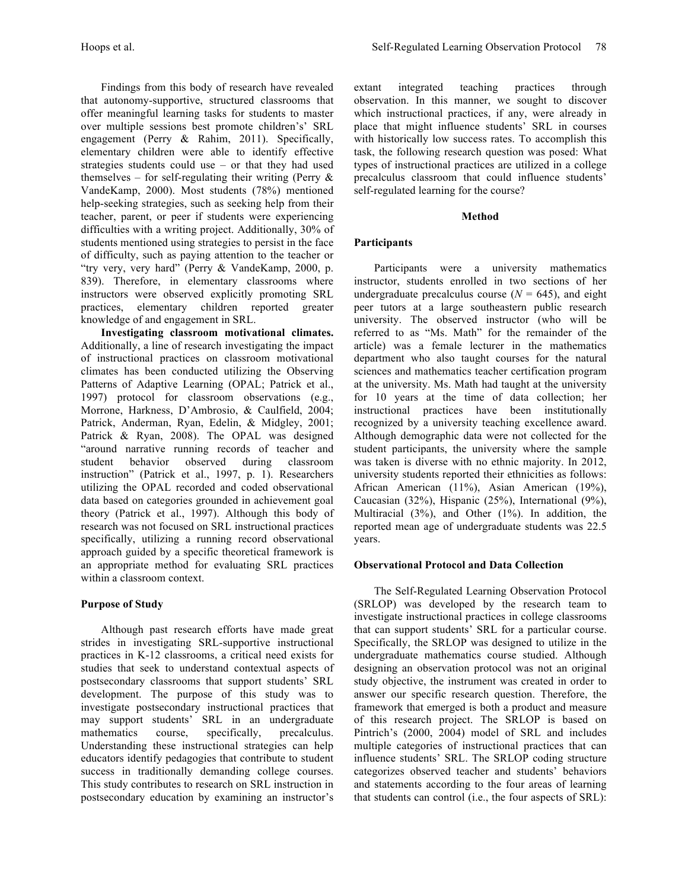Findings from this body of research have revealed that autonomy-supportive, structured classrooms that offer meaningful learning tasks for students to master over multiple sessions best promote children's' SRL engagement (Perry & Rahim, 2011). Specifically, elementary children were able to identify effective strategies students could use – or that they had used themselves – for self-regulating their writing (Perry & VandeKamp, 2000). Most students (78%) mentioned help-seeking strategies, such as seeking help from their teacher, parent, or peer if students were experiencing difficulties with a writing project. Additionally, 30% of students mentioned using strategies to persist in the face of difficulty, such as paying attention to the teacher or "try very, very hard" (Perry & VandeKamp, 2000, p. 839). Therefore, in elementary classrooms where instructors were observed explicitly promoting SRL practices, elementary children reported greater knowledge of and engagement in SRL.

**Investigating classroom motivational climates.** Additionally, a line of research investigating the impact of instructional practices on classroom motivational climates has been conducted utilizing the Observing Patterns of Adaptive Learning (OPAL; Patrick et al., 1997) protocol for classroom observations (e.g., Morrone, Harkness, D'Ambrosio, & Caulfield, 2004; Patrick, Anderman, Ryan, Edelin, & Midgley, 2001; Patrick & Ryan, 2008). The OPAL was designed "around narrative running records of teacher and student behavior observed during classroom instruction" (Patrick et al., 1997, p. 1). Researchers utilizing the OPAL recorded and coded observational data based on categories grounded in achievement goal theory (Patrick et al., 1997). Although this body of research was not focused on SRL instructional practices specifically, utilizing a running record observational approach guided by a specific theoretical framework is an appropriate method for evaluating SRL practices within a classroom context.

### Purpose of Study

Although past research efforts have made great strides in investigating SRL-supportive instructional practices in K-12 classrooms, a critical need exists for studies that seek to understand contextual aspects of postsecondary classrooms that support students' SRL development. The purpose of this study was to investigate postsecondary instructional practices that may support students' SRL in an undergraduate mathematics course, specifically, precalculus. Understanding these instructional strategies can help educators identify pedagogies that contribute to student success in traditionally demanding college courses. This study contributes to research on SRL instruction in postsecondary education by examining an instructor's extant integrated teaching practices through observation. In this manner, we sought to discover which instructional practices, if any, were already in place that might influence students' SRL in courses with historically low success rates. To accomplish this task, the following research question was posed: What types of instructional practices are utilized in a college precalculus classroom that could influence students' self-regulated learning for the course?

## Method

### Participants

Participants were a university mathematics instructor, students enrolled in two sections of her undergraduate precalculus course ($N$ = 645), and eight peer tutors at a large southeastern public research university. The observed instructor (who will be referred to as "Ms. Math" for the remainder of the article) was a female lecturer in the mathematics department who also taught courses for the natural sciences and mathematics teacher certification program at the university. Ms. Math had taught at the university for 10 years at the time of data collection; her instructional practices have been institutionally recognized by a university teaching excellence award. Although demographic data were not collected for the student participants, the university where the sample was taken is diverse with no ethnic majority. In 2012, university students reported their ethnicities as follows: African American (11%), Asian American (19%), Caucasian (32%), Hispanic (25%), International (9%), Multiracial (3%), and Other (1%). In addition, the reported mean age of undergraduate students was 22.5 years.

### Observational Protocol and Data Collection

The Self-Regulated Learning Observation Protocol (SRLOP) was developed by the research team to investigate instructional practices in college classrooms that can support students' SRL for a particular course. Specifically, the SRLOP was designed to utilize in the undergraduate mathematics course studied. Although designing an observation protocol was not an original study objective, the instrument was created in order to answer our specific research question. Therefore, the framework that emerged is both a product and measure of this research project. The SRLOP is based on Pintrich's (2000, 2004) model of SRL and includes multiple categories of instructional practices that can influence students' SRL. The SRLOP coding structure categorizes observed teacher and students' behaviors and statements according to the four areas of learning that students can control (i.e., the four aspects of SRL):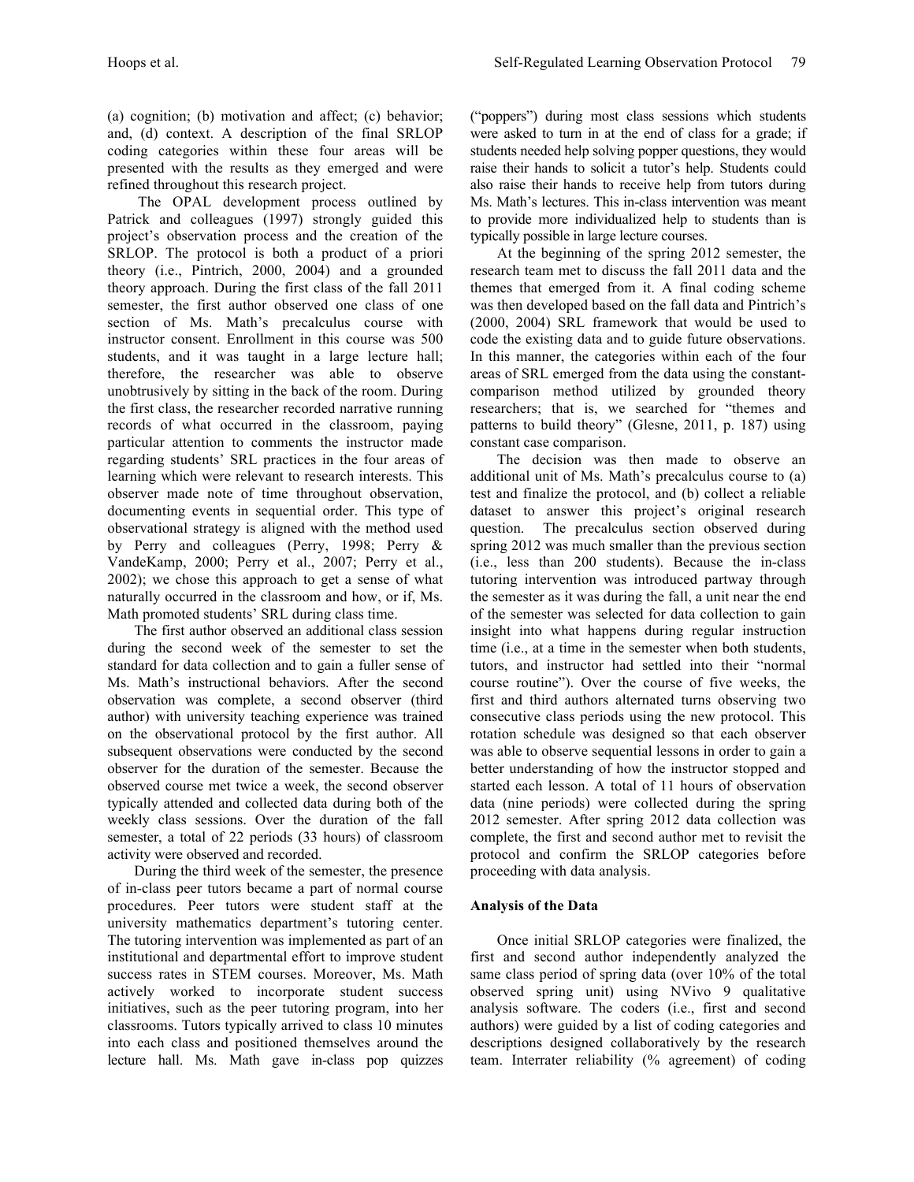(a) cognition; (b) motivation and affect; (c) behavior; and, (d) context. A description of the final SRLOP coding categories within these four areas will be presented with the results as they emerged and were refined throughout this research project.

The OPAL development process outlined by Patrick and colleagues (1997) strongly guided this project's observation process and the creation of the SRLOP. The protocol is both a product of a priori theory (i.e., Pintrich, 2000, 2004) and a grounded theory approach. During the first class of the fall 2011 semester, the first author observed one class of one section of Ms. Math's precalculus course with instructor consent. Enrollment in this course was 500 students, and it was taught in a large lecture hall; therefore, the researcher was able to observe unobtrusively by sitting in the back of the room. During the first class, the researcher recorded narrative running records of what occurred in the classroom, paying particular attention to comments the instructor made regarding students' SRL practices in the four areas of learning which were relevant to research interests. This observer made note of time throughout observation, documenting events in sequential order. This type of observational strategy is aligned with the method used by Perry and colleagues (Perry, 1998; Perry & VandeKamp, 2000; Perry et al., 2007; Perry et al., 2002); we chose this approach to get a sense of what naturally occurred in the classroom and how, or if, Ms. Math promoted students' SRL during class time.

The first author observed an additional class session during the second week of the semester to set the standard for data collection and to gain a fuller sense of Ms. Math's instructional behaviors. After the second observation was complete, a second observer (third author) with university teaching experience was trained on the observational protocol by the first author. All subsequent observations were conducted by the second observer for the duration of the semester. Because the observed course met twice a week, the second observer typically attended and collected data during both of the weekly class sessions. Over the duration of the fall semester, a total of 22 periods (33 hours) of classroom activity were observed and recorded.

During the third week of the semester, the presence of in-class peer tutors became a part of normal course procedures. Peer tutors were student staff at the university mathematics department's tutoring center. The tutoring intervention was implemented as part of an institutional and departmental effort to improve student success rates in STEM courses. Moreover, Ms. Math actively worked to incorporate student success initiatives, such as the peer tutoring program, into her classrooms. Tutors typically arrived to class 10 minutes into each class and positioned themselves around the lecture hall. Ms. Math gave in-class pop quizzes ("poppers") during most class sessions which students were asked to turn in at the end of class for a grade; if students needed help solving popper questions, they would raise their hands to solicit a tutor's help. Students could also raise their hands to receive help from tutors during Ms. Math's lectures. This in-class intervention was meant to provide more individualized help to students than is typically possible in large lecture courses.

At the beginning of the spring 2012 semester, the research team met to discuss the fall 2011 data and the themes that emerged from it. A final coding scheme was then developed based on the fall data and Pintrich's (2000, 2004) SRL framework that would be used to code the existing data and to guide future observations. In this manner, the categories within each of the four areas of SRL emerged from the data using the constant-comparison method utilized by grounded theory researchers; that is, we searched for "themes and patterns to build theory" (Glesne, 2011, p. 187) using constant case comparison.

The decision was then made to observe an additional unit of Ms. Math's precalculus course to (a) test and finalize the protocol, and (b) collect a reliable dataset to answer this project's original research question. The precalculus section observed during spring 2012 was much smaller than the previous section (i.e., less than 200 students). Because the in-class tutoring intervention was introduced partway through the semester as it was during the fall, a unit near the end of the semester was selected for data collection to gain insight into what happens during regular instruction time (i.e., at a time in the semester when both students, tutors, and instructor had settled into their "normal course routine"). Over the course of five weeks, the first and third authors alternated turns observing two consecutive class periods using the new protocol. This rotation schedule was designed so that each observer was able to observe sequential lessons in order to gain a better understanding of how the instructor stopped and started each lesson. A total of 11 hours of observation data (nine periods) were collected during the spring 2012 semester. After spring 2012 data collection was complete, the first and second author met to revisit the protocol and confirm the SRLOP categories before proceeding with data analysis.

### Analysis of the Data

Once initial SRLOP categories were finalized, the first and second author independently analyzed the same class period of spring data (over 10% of the total observed spring unit) using NVivo 9 qualitative analysis software. The coders (i.e., first and second authors) were guided by a list of coding categories and descriptions designed collaboratively by the research team. Interrater reliability (% agreement) of coding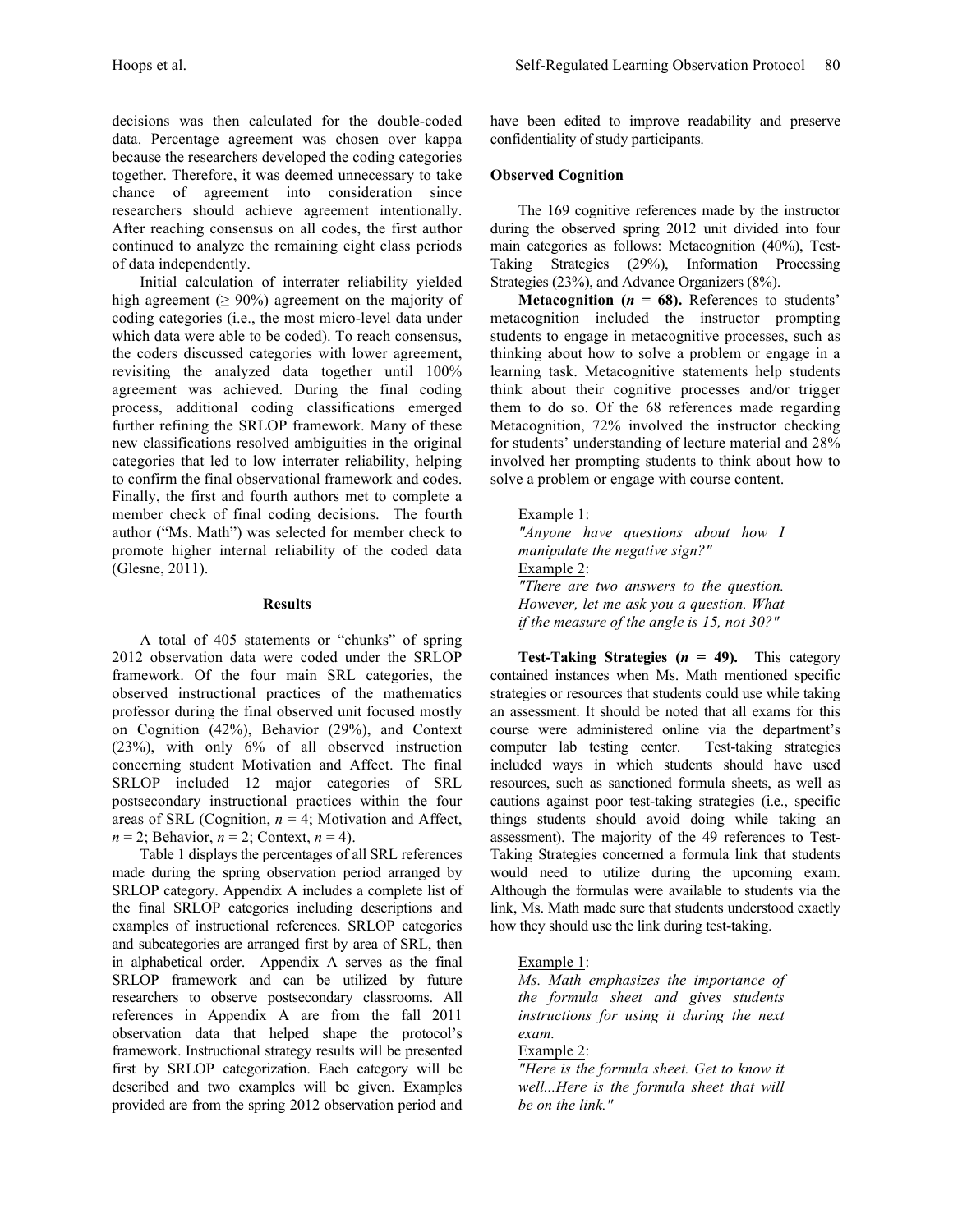decisions was then calculated for the double-coded data. Percentage agreement was chosen over kappa because the researchers developed the coding categories together. Therefore, it was deemed unnecessary to take chance of agreement into consideration since researchers should achieve agreement intentionally. After reaching consensus on all codes, the first author continued to analyze the remaining eight class periods of data independently.

Initial calculation of interrater reliability yielded high agreement (≥ 90%) agreement on the majority of coding categories (i.e., the most micro-level data under which data were able to be coded). To reach consensus, the coders discussed categories with lower agreement, revisiting the analyzed data together until 100% agreement was achieved. During the final coding process, additional coding classifications emerged further refining the SRLOP framework. Many of these new classifications resolved ambiguities in the original categories that led to low interrater reliability, helping to confirm the final observational framework and codes. Finally, the first and fourth authors met to complete a member check of final coding decisions. The fourth author ("Ms. Math") was selected for member check to promote higher internal reliability of the coded data (Glesne, 2011).

## Results

A total of 405 statements or "chunks" of spring 2012 observation data were coded under the SRLOP framework. Of the four main SRL categories, the observed instructional practices of the mathematics professor during the final observed unit focused mostly on Cognition (42%), Behavior (29%), and Context (23%), with only 6% of all observed instruction concerning student Motivation and Affect. The final SRLOP included 12 major categories of SRL postsecondary instructional practices within the four areas of SRL (Cognition, $n = 4$; Motivation and Affect, $n = 2$; Behavior, $n = 2$; Context, $n = 4$).

Table 1 displays the percentages of all SRL references made during the spring observation period arranged by SRLOP category. Appendix A includes a complete list of the final SRLOP categories including descriptions and examples of instructional references. SRLOP categories and subcategories are arranged first by area of SRL, then in alphabetical order. Appendix A serves as the final SRLOP framework and can be utilized by future researchers to observe postsecondary classrooms. All references in Appendix A are from the fall 2011 observation data that helped shape the protocol's framework. Instructional strategy results will be presented first by SRLOP categorization. Each category will be described and two examples will be given. Examples provided are from the spring 2012 observation period and have been edited to improve readability and preserve confidentiality of study participants.

### Observed Cognition

The 169 cognitive references made by the instructor during the observed spring 2012 unit divided into four main categories as follows: Metacognition (40%), Test-Taking Strategies (29%), Information Processing Strategies (23%), and Advance Organizers (8%).

**Metacognition (*n* = 68).** References to students' metacognition included the instructor prompting students to engage in metacognitive processes, such as thinking about how to solve a problem or engage in a learning task. Metacognitive statements help students think about their cognitive processes and/or trigger them to do so. Of the 68 references made regarding Metacognition, 72% involved the instructor checking for students' understanding of lecture material and 28% involved her prompting students to think about how to solve a problem or engage with course content.

> Example 1:
> *"Anyone have questions about how I manipulate the negative sign?"*
> Example 2:
> *"There are two answers to the question. However, let me ask you a question. What if the measure of the angle is 15, not 30?"*

**Test-Taking Strategies (*n* = 49).** This category contained instances when Ms. Math mentioned specific strategies or resources that students could use while taking an assessment. It should be noted that all exams for this course were administered online via the department's computer lab testing center. Test-taking strategies included ways in which students should have used resources, such as sanctioned formula sheets, as well as cautions against poor test-taking strategies (i.e., specific things students should avoid doing while taking an assessment). The majority of the 49 references to Test-Taking Strategies concerned a formula link that students would need to utilize during the upcoming exam. Although the formulas were available to students via the link, Ms. Math made sure that students understood exactly how they should use the link during test-taking.

> Example 1:
> *Ms. Math emphasizes the importance of the formula sheet and gives students instructions for using it during the next exam.*
> Example 2:
> *"Here is the formula sheet. Get to know it well...Here is the formula sheet that will be on the link."*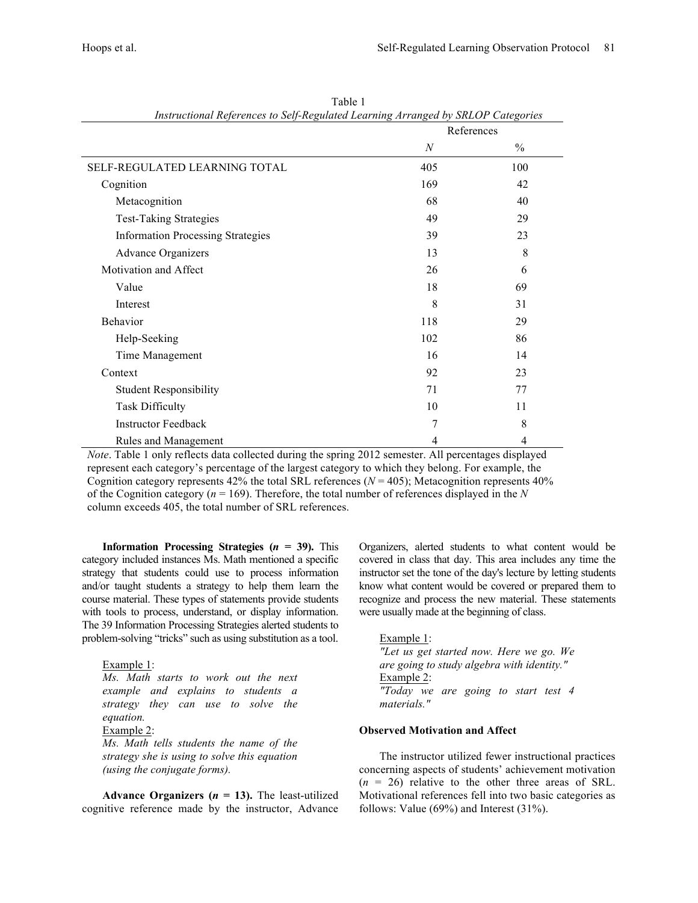Table 1
*Instructional References to Self-Regulated Learning Arranged by SRLOP Categories*

| | References | |
|---|---|---|
| | *N* | % |
| SELF-REGULATED LEARNING TOTAL | 405 | 100 |
| Cognition | 169 | 42 |
| Metacognition | 68 | 40 |
| Test-Taking Strategies | 49 | 29 |
| Information Processing Strategies | 39 | 23 |
| Advance Organizers | 13 | 8 |
| Motivation and Affect | 26 | 6 |
| Value | 18 | 69 |
| Interest | 8 | 31 |
| Behavior | 118 | 29 |
| Help-Seeking | 102 | 86 |
| Time Management | 16 | 14 |
| Context | 92 | 23 |
| Student Responsibility | 71 | 77 |
| Task Difficulty | 10 | 11 |
| Instructor Feedback | 7 | 8 |
| Rules and Management | 4 | 4 |

*Note*. Table 1 only reflects data collected during the spring 2012 semester. All percentages displayed represent each category's percentage of the largest category to which they belong. For example, the Cognition category represents 42% the total SRL references ($N$ = 405); Metacognition represents 40% of the Cognition category ($n$ = 169). Therefore, the total number of references displayed in the $N$ column exceeds 405, the total number of SRL references.

**Information Processing Strategies ($n$ = 39).** This category included instances Ms. Math mentioned a specific strategy that students could use to process information and/or taught students a strategy to help them learn the course material. These types of statements provide students with tools to process, understand, or display information. The 39 Information Processing Strategies alerted students to problem-solving "tricks" such as using substitution as a tool.

> Example 1:
> *Ms. Math starts to work out the next example and explains to students a strategy they can use to solve the equation.*
> Example 2:
> *Ms. Math tells students the name of the strategy she is using to solve this equation (using the conjugate forms).*

**Advance Organizers ($n$ = 13).** The least-utilized cognitive reference made by the instructor, Advance Organizers, alerted students to what content would be covered in class that day. This area includes any time the instructor set the tone of the day's lecture by letting students know what content would be covered or prepared them to recognize and process the new material. These statements were usually made at the beginning of class.

> Example 1:
> *"Let us get started now. Here we go. We are going to study algebra with identity."*
> Example 2:
> *"Today we are going to start test 4 materials."*

**Observed Motivation and Affect**

The instructor utilized fewer instructional practices concerning aspects of students' achievement motivation ($n$ = 26) relative to the other three areas of SRL. Motivational references fell into two basic categories as follows: Value (69%) and Interest (31%).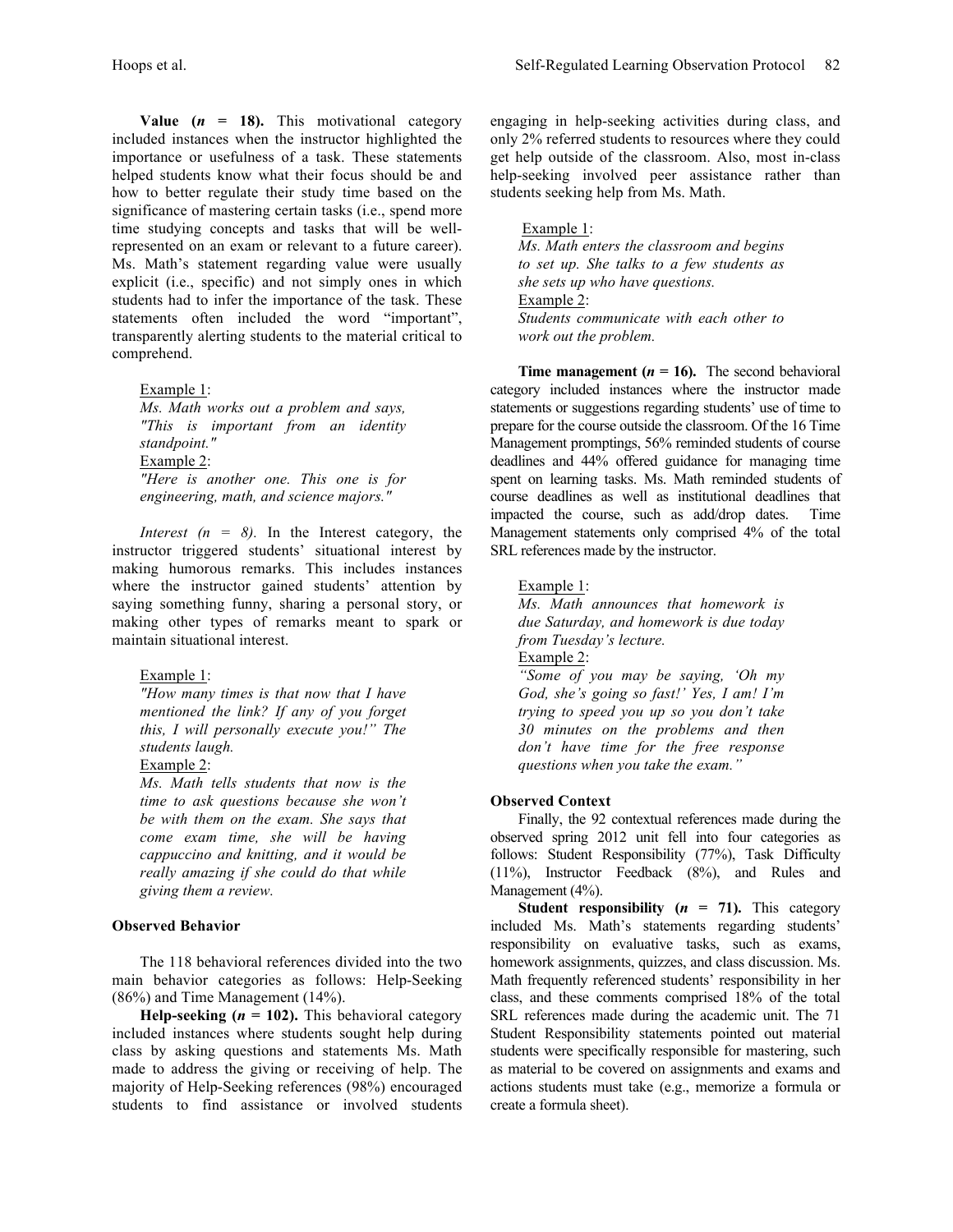**Value (*n* = 18).** This motivational category included instances when the instructor highlighted the importance or usefulness of a task. These statements helped students know what their focus should be and how to better regulate their study time based on the significance of mastering certain tasks (i.e., spend more time studying concepts and tasks that will be well-represented on an exam or relevant to a future career). Ms. Math's statement regarding value were usually explicit (i.e., specific) and not simply ones in which students had to infer the importance of the task. These statements often included the word "important", transparently alerting students to the material critical to comprehend.

> Example 1:
> *Ms. Math works out a problem and says, "This is important from an identity standpoint."*
> Example 2:
> *"Here is another one. This one is for engineering, math, and science majors."*

*Interest (n = 8).* In the Interest category, the instructor triggered students' situational interest by making humorous remarks. This includes instances where the instructor gained students' attention by saying something funny, sharing a personal story, or making other types of remarks meant to spark or maintain situational interest.

> Example 1:
> *"How many times is that now that I have mentioned the link? If any of you forget this, I will personally execute you!" The students laugh.*
> Example 2:
> *Ms. Math tells students that now is the time to ask questions because she won't be with them on the exam. She says that come exam time, she will be having cappuccino and knitting, and it would be really amazing if she could do that while giving them a review.*

### Observed Behavior

The 118 behavioral references divided into the two main behavior categories as follows: Help-Seeking (86%) and Time Management (14%).

**Help-seeking (*n* = 102).** This behavioral category included instances where students sought help during class by asking questions and statements Ms. Math made to address the giving or receiving of help. The majority of Help-Seeking references (98%) encouraged students to find assistance or involved students engaging in help-seeking activities during class, and only 2% referred students to resources where they could get help outside of the classroom. Also, most in-class help-seeking involved peer assistance rather than students seeking help from Ms. Math.

> Example 1:
> *Ms. Math enters the classroom and begins to set up. She talks to a few students as she sets up who have questions.*
> Example 2:
> *Students communicate with each other to work out the problem.*

**Time management (*n* = 16).** The second behavioral category included instances where the instructor made statements or suggestions regarding students' use of time to prepare for the course outside the classroom. Of the 16 Time Management promptings, 56% reminded students of course deadlines and 44% offered guidance for managing time spent on learning tasks. Ms. Math reminded students of course deadlines as well as institutional deadlines that impacted the course, such as add/drop dates. Time Management statements only comprised 4% of the total SRL references made by the instructor.

> Example 1:
> *Ms. Math announces that homework is due Saturday, and homework is due today from Tuesday's lecture.*
> Example 2:
> *"Some of you may be saying, 'Oh my God, she's going so fast!' Yes, I am! I'm trying to speed you up so you don't take 30 minutes on the problems and then don't have time for the free response questions when you take the exam."*

### Observed Context

Finally, the 92 contextual references made during the observed spring 2012 unit fell into four categories as follows: Student Responsibility (77%), Task Difficulty (11%), Instructor Feedback (8%), and Rules and Management (4%).

**Student responsibility (*n* = 71).** This category included Ms. Math's statements regarding students' responsibility on evaluative tasks, such as exams, homework assignments, quizzes, and class discussion. Ms. Math frequently referenced students' responsibility in her class, and these comments comprised 18% of the total SRL references made during the academic unit. The 71 Student Responsibility statements pointed out material students were specifically responsible for mastering, such as material to be covered on assignments and exams and actions students must take (e.g., memorize a formula or create a formula sheet).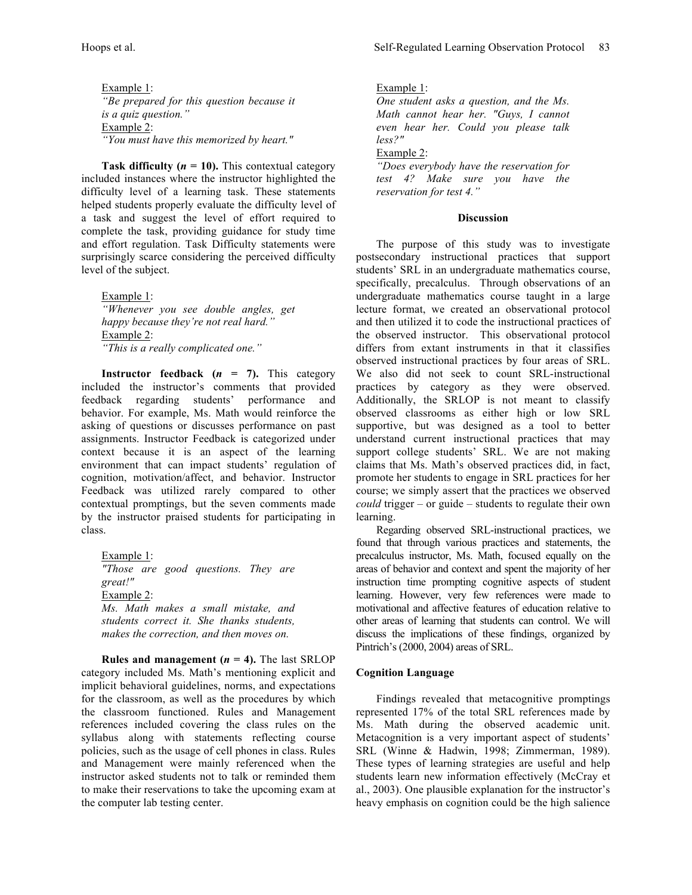Example 1:
*"Be prepared for this question because it is a quiz question."*
Example 2:
*"You must have this memorized by heart."*

**Task difficulty (*n* = 10).** This contextual category included instances where the instructor highlighted the difficulty level of a learning task. These statements helped students properly evaluate the difficulty level of a task and suggest the level of effort required to complete the task, providing guidance for study time and effort regulation. Task Difficulty statements were surprisingly scarce considering the perceived difficulty level of the subject.

Example 1:
*"Whenever you see double angles, get happy because they're not real hard."*
Example 2:
*"This is a really complicated one."*

**Instructor feedback (*n* = 7).** This category included the instructor's comments that provided feedback regarding students' performance and behavior. For example, Ms. Math would reinforce the asking of questions or discusses performance on past assignments. Instructor Feedback is categorized under context because it is an aspect of the learning environment that can impact students' regulation of cognition, motivation/affect, and behavior. Instructor Feedback was utilized rarely compared to other contextual promptings, but the seven comments made by the instructor praised students for participating in class.

Example 1:
*"Those are good questions. They are great!"*
Example 2:
*Ms. Math makes a small mistake, and students correct it. She thanks students, makes the correction, and then moves on.*

**Rules and management (*n* = 4).** The last SRLOP category included Ms. Math's mentioning explicit and implicit behavioral guidelines, norms, and expectations for the classroom, as well as the procedures by which the classroom functioned. Rules and Management references included covering the class rules on the syllabus along with statements reflecting course policies, such as the usage of cell phones in class. Rules and Management were mainly referenced when the instructor asked students not to talk or reminded them to make their reservations to take the upcoming exam at the computer lab testing center.

Example 1:
*One student asks a question, and the Ms. Math cannot hear her. "Guys, I cannot even hear her. Could you please talk less?"*
Example 2:
*"Does everybody have the reservation for test 4? Make sure you have the reservation for test 4."*

## Discussion

The purpose of this study was to investigate postsecondary instructional practices that support students' SRL in an undergraduate mathematics course, specifically, precalculus. Through observations of an undergraduate mathematics course taught in a large lecture format, we created an observational protocol and then utilized it to code the instructional practices of the observed instructor. This observational protocol differs from extant instruments in that it classifies observed instructional practices by four areas of SRL. We also did not seek to count SRL-instructional practices by category as they were observed. Additionally, the SRLOP is not meant to classify observed classrooms as either high or low SRL supportive, but was designed as a tool to better understand current instructional practices that may support college students' SRL. We are not making claims that Ms. Math's observed practices did, in fact, promote her students to engage in SRL practices for her course; we simply assert that the practices we observed *could* trigger – or guide – students to regulate their own learning.

Regarding observed SRL-instructional practices, we found that through various practices and statements, the precalculus instructor, Ms. Math, focused equally on the areas of behavior and context and spent the majority of her instruction time prompting cognitive aspects of student learning. However, very few references were made to motivational and affective features of education relative to other areas of learning that students can control. We will discuss the implications of these findings, organized by Pintrich's (2000, 2004) areas of SRL.

### Cognition Language

Findings revealed that metacognitive promptings represented 17% of the total SRL references made by Ms. Math during the observed academic unit. Metacognition is a very important aspect of students' SRL (Winne & Hadwin, 1998; Zimmerman, 1989). These types of learning strategies are useful and help students learn new information effectively (McCray et al., 2003). One plausible explanation for the instructor's heavy emphasis on cognition could be the high salience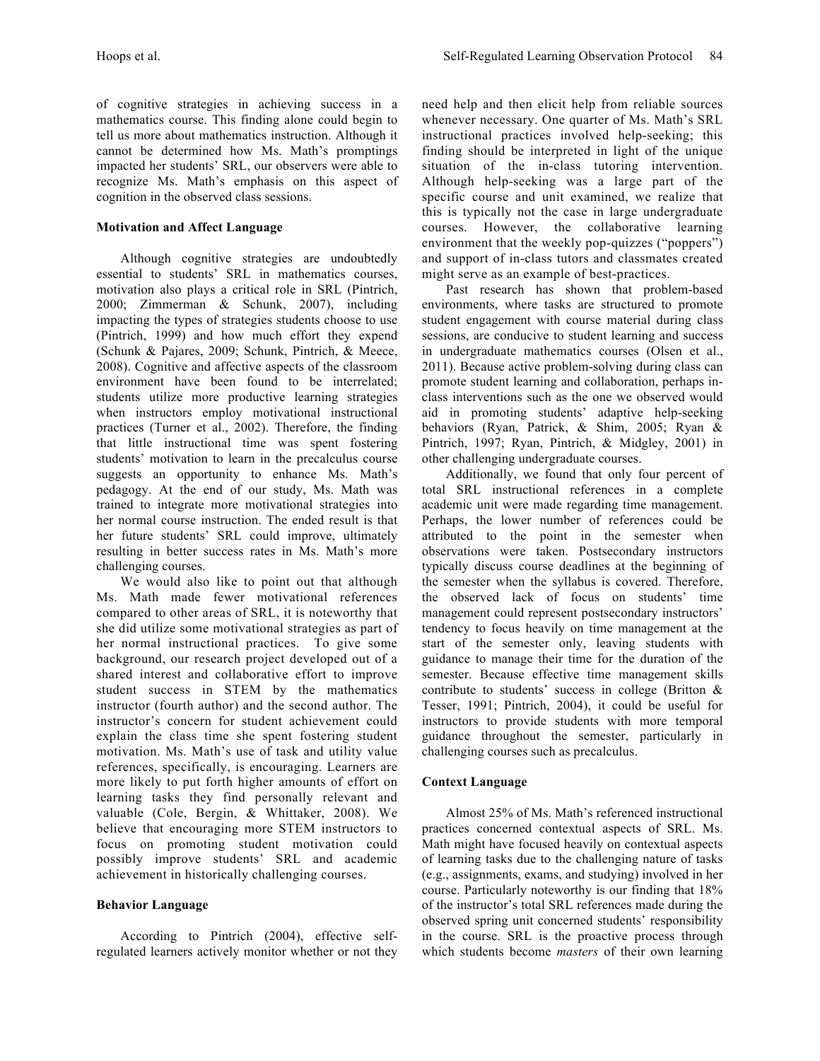of cognitive strategies in achieving success in a mathematics course. This finding alone could begin to tell us more about mathematics instruction. Although it cannot be determined how Ms. Math's promptings impacted her students' SRL, our observers were able to recognize Ms. Math's emphasis on this aspect of cognition in the observed class sessions.

### Motivation and Affect Language

Although cognitive strategies are undoubtedly essential to students' SRL in mathematics courses, motivation also plays a critical role in SRL (Pintrich, 2000; Zimmerman & Schunk, 2007), including impacting the types of strategies students choose to use (Pintrich, 1999) and how much effort they expend (Schunk & Pajares, 2009; Schunk, Pintrich, & Meece, 2008). Cognitive and affective aspects of the classroom environment have been found to be interrelated; students utilize more productive learning strategies when instructors employ motivational instructional practices (Turner et al., 2002). Therefore, the finding that little instructional time was spent fostering students' motivation to learn in the precalculus course suggests an opportunity to enhance Ms. Math's pedagogy. At the end of our study, Ms. Math was trained to integrate more motivational strategies into her normal course instruction. The ended result is that her future students' SRL could improve, ultimately resulting in better success rates in Ms. Math's more challenging courses.

We would also like to point out that although Ms. Math made fewer motivational references compared to other areas of SRL, it is noteworthy that she did utilize some motivational strategies as part of her normal instructional practices. To give some background, our research project developed out of a shared interest and collaborative effort to improve student success in STEM by the mathematics instructor (fourth author) and the second author. The instructor's concern for student achievement could explain the class time she spent fostering student motivation. Ms. Math's use of task and utility value references, specifically, is encouraging. Learners are more likely to put forth higher amounts of effort on learning tasks they find personally relevant and valuable (Cole, Bergin, & Whittaker, 2008). We believe that encouraging more STEM instructors to focus on promoting student motivation could possibly improve students' SRL and academic achievement in historically challenging courses.

### Behavior Language

According to Pintrich (2004), effective self-regulated learners actively monitor whether or not they need help and then elicit help from reliable sources whenever necessary. One quarter of Ms. Math's SRL instructional practices involved help-seeking; this finding should be interpreted in light of the unique situation of the in-class tutoring intervention. Although help-seeking was a large part of the specific course and unit examined, we realize that this is typically not the case in large undergraduate courses. However, the collaborative learning environment that the weekly pop-quizzes ("poppers") and support of in-class tutors and classmates created might serve as an example of best-practices.

Past research has shown that problem-based environments, where tasks are structured to promote student engagement with course material during class sessions, are conducive to student learning and success in undergraduate mathematics courses (Olsen et al., 2011). Because active problem-solving during class can promote student learning and collaboration, perhaps in-class interventions such as the one we observed would aid in promoting students' adaptive help-seeking behaviors (Ryan, Patrick, & Shim, 2005; Ryan & Pintrich, 1997; Ryan, Pintrich, & Midgley, 2001) in other challenging undergraduate courses.

Additionally, we found that only four percent of total SRL instructional references in a complete academic unit were made regarding time management. Perhaps, the lower number of references could be attributed to the point in the semester when observations were taken. Postsecondary instructors typically discuss course deadlines at the beginning of the semester when the syllabus is covered. Therefore, the observed lack of focus on students' time management could represent postsecondary instructors' tendency to focus heavily on time management at the start of the semester only, leaving students with guidance to manage their time for the duration of the semester. Because effective time management skills contribute to students' success in college (Britton & Tesser, 1991; Pintrich, 2004), it could be useful for instructors to provide students with more temporal guidance throughout the semester, particularly in challenging courses such as precalculus.

### Context Language

Almost 25% of Ms. Math's referenced instructional practices concerned contextual aspects of SRL. Ms. Math might have focused heavily on contextual aspects of learning tasks due to the challenging nature of tasks (e.g., assignments, exams, and studying) involved in her course. Particularly noteworthy is our finding that 18% of the instructor's total SRL references made during the observed spring unit concerned students' responsibility in the course. SRL is the proactive process through which students become *masters* of their own learning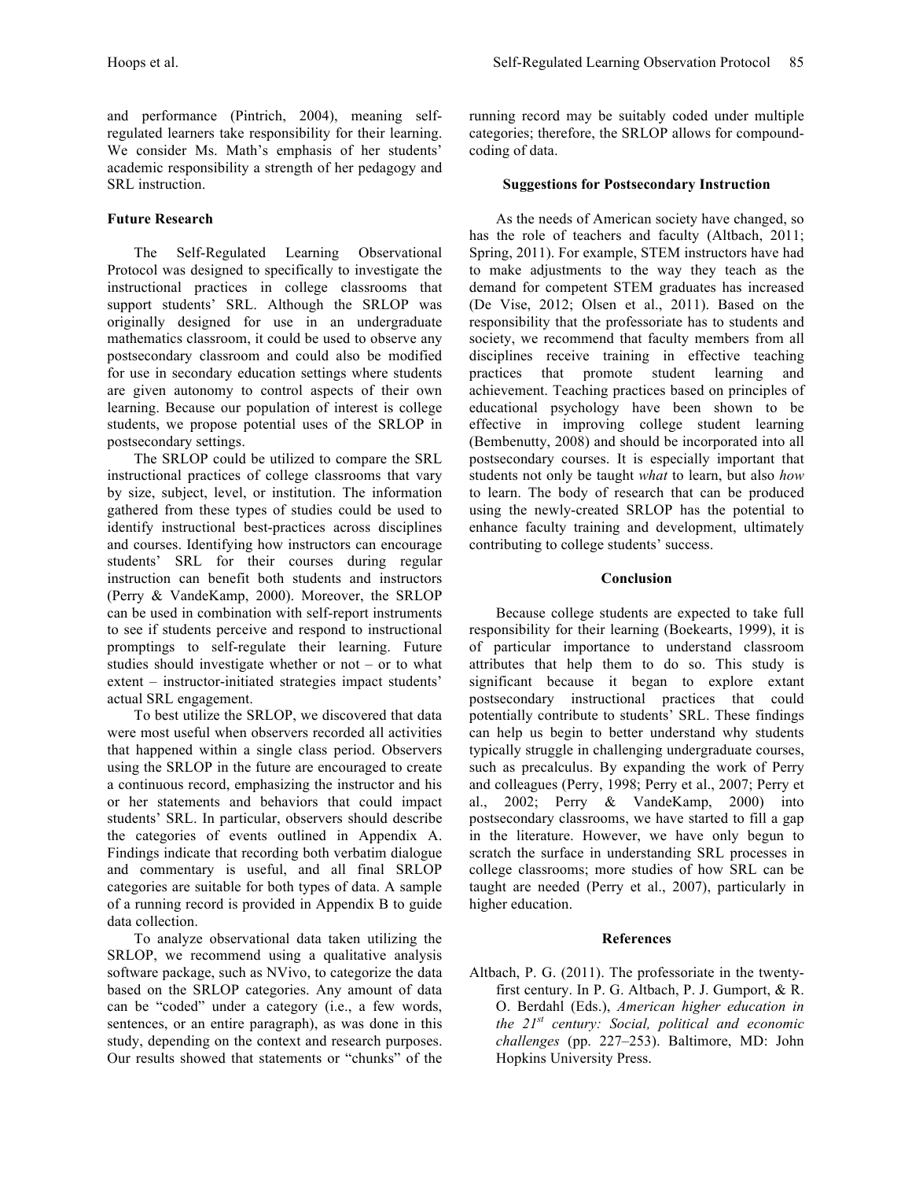and performance (Pintrich, 2004), meaning self-regulated learners take responsibility for their learning. We consider Ms. Math's emphasis of her students' academic responsibility a strength of her pedagogy and SRL instruction.

### Future Research

The Self-Regulated Learning Observational Protocol was designed to specifically to investigate the instructional practices in college classrooms that support students' SRL. Although the SRLOP was originally designed for use in an undergraduate mathematics classroom, it could be used to observe any postsecondary classroom and could also be modified for use in secondary education settings where students are given autonomy to control aspects of their own learning. Because our population of interest is college students, we propose potential uses of the SRLOP in postsecondary settings.

The SRLOP could be utilized to compare the SRL instructional practices of college classrooms that vary by size, subject, level, or institution. The information gathered from these types of studies could be used to identify instructional best-practices across disciplines and courses. Identifying how instructors can encourage students' SRL for their courses during regular instruction can benefit both students and instructors (Perry & VandeKamp, 2000). Moreover, the SRLOP can be used in combination with self-report instruments to see if students perceive and respond to instructional promptings to self-regulate their learning. Future studies should investigate whether or not – or to what extent – instructor-initiated strategies impact students' actual SRL engagement.

To best utilize the SRLOP, we discovered that data were most useful when observers recorded all activities that happened within a single class period. Observers using the SRLOP in the future are encouraged to create a continuous record, emphasizing the instructor and his or her statements and behaviors that could impact students' SRL. In particular, observers should describe the categories of events outlined in Appendix A. Findings indicate that recording both verbatim dialogue and commentary is useful, and all final SRLOP categories are suitable for both types of data. A sample of a running record is provided in Appendix B to guide data collection.

To analyze observational data taken utilizing the SRLOP, we recommend using a qualitative analysis software package, such as NVivo, to categorize the data based on the SRLOP categories. Any amount of data can be "coded" under a category (i.e., a few words, sentences, or an entire paragraph), as was done in this study, depending on the context and research purposes. Our results showed that statements or "chunks" of the running record may be suitably coded under multiple categories; therefore, the SRLOP allows for compound-coding of data.

### Suggestions for Postsecondary Instruction

As the needs of American society have changed, so has the role of teachers and faculty (Altbach, 2011; Spring, 2011). For example, STEM instructors have had to make adjustments to the way they teach as the demand for competent STEM graduates has increased (De Vise, 2012; Olsen et al., 2011). Based on the responsibility that the professoriate has to students and society, we recommend that faculty members from all disciplines receive training in effective teaching practices that promote student learning and achievement. Teaching practices based on principles of educational psychology have been shown to be effective in improving college student learning (Bembenutty, 2008) and should be incorporated into all postsecondary courses. It is especially important that students not only be taught *what* to learn, but also *how* to learn. The body of research that can be produced using the newly-created SRLOP has the potential to enhance faculty training and development, ultimately contributing to college students' success.

## Conclusion

Because college students are expected to take full responsibility for their learning (Boekaerts, 1999), it is of particular importance to understand classroom attributes that help them to do so. This study is significant because it began to explore extant postsecondary instructional practices that could potentially contribute to students' SRL. These findings can help us begin to better understand why students typically struggle in challenging undergraduate courses, such as precalculus. By expanding the work of Perry and colleagues (Perry, 1998; Perry et al., 2007; Perry et al., 2002; Perry & VandeKamp, 2000) into postsecondary classrooms, we have started to fill a gap in the literature. However, we have only begun to scratch the surface in understanding SRL processes in college classrooms; more studies of how SRL can be taught are needed (Perry et al., 2007), particularly in higher education.

## References

Altbach, P. G. (2011). The professoriate in the twenty-first century. In P. G. Altbach, P. J. Gumport, & R. O. Berdahl (Eds.), *American higher education in the 21st century: Social, political and economic challenges* (pp. 227–253). Baltimore, MD: John Hopkins University Press.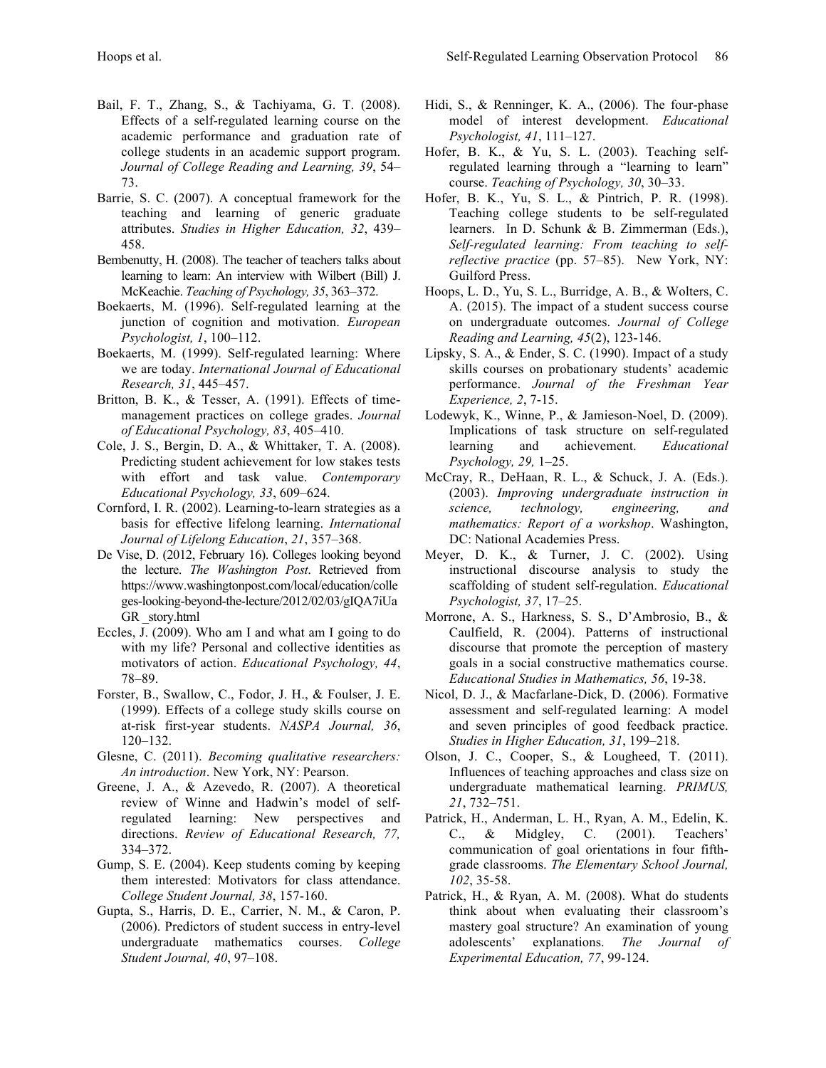Bail, F. T., Zhang, S., & Tachiyama, G. T. (2008). Effects of a self-regulated learning course on the academic performance and graduation rate of college students in an academic support program. *Journal of College Reading and Learning, 39*, 54–73.

Barrie, S. C. (2007). A conceptual framework for the teaching and learning of generic graduate attributes. *Studies in Higher Education, 32*, 439–458.

Bembenutty, H. (2008). The teacher of teachers talks about learning to learn: An interview with Wilbert (Bill) J. McKeachie. *Teaching of Psychology, 35*, 363–372.

Boekaerts, M. (1996). Self-regulated learning at the junction of cognition and motivation. *European Psychologist, 1*, 100–112.

Boekaerts, M. (1999). Self-regulated learning: Where we are today. *International Journal of Educational Research, 31*, 445–457.

Britton, B. K., & Tesser, A. (1991). Effects of time-management practices on college grades. *Journal of Educational Psychology, 83*, 405–410.

Cole, J. S., Bergin, D. A., & Whittaker, T. A. (2008). Predicting student achievement for low stakes tests with effort and task value. *Contemporary Educational Psychology, 33*, 609–624.

Cornford, I. R. (2002). Learning-to-learn strategies as a basis for effective lifelong learning. *International Journal of Lifelong Education*, *21*, 357–368.

De Vise, D. (2012, February 16). Colleges looking beyond the lecture. *The Washington Post*. Retrieved from https://www.washingtonpost.com/local/education/colleges-looking-beyond-the-lecture/2012/02/03/gIQA7iUaGR _story.html

Eccles, J. (2009). Who am I and what am I going to do with my life? Personal and collective identities as motivators of action. *Educational Psychology, 44*, 78–89.

Forster, B., Swallow, C., Fodor, J. H., & Foulser, J. E. (1999). Effects of a college study skills course on at-risk first-year students. *NASPA Journal, 36*, 120–132.

Glesne, C. (2011). *Becoming qualitative researchers: An introduction*. New York, NY: Pearson.

Greene, J. A., & Azevedo, R. (2007). A theoretical review of Winne and Hadwin's model of self-regulated learning: New perspectives and directions. *Review of Educational Research, 77,* 334–372.

Gump, S. E. (2004). Keep students coming by keeping them interested: Motivators for class attendance. *College Student Journal, 38*, 157-160.

Gupta, S., Harris, D. E., Carrier, N. M., & Caron, P. (2006). Predictors of student success in entry-level undergraduate mathematics courses. *College Student Journal, 40*, 97–108.

Hidi, S., & Renninger, K. A., (2006). The four-phase model of interest development. *Educational Psychologist, 41*, 111–127.

Hofer, B. K., & Yu, S. L. (2003). Teaching self-regulated learning through a "learning to learn" course. *Teaching of Psychology, 30*, 30–33.

Hofer, B. K., Yu, S. L., & Pintrich, P. R. (1998). Teaching college students to be self-regulated learners. In D. Schunk & B. Zimmerman (Eds.), *Self-regulated learning: From teaching to self-reflective practice* (pp. 57–85). New York, NY: Guilford Press.

Hoops, L. D., Yu, S. L., Burridge, A. B., & Wolters, C. A. (2015). The impact of a student success course on undergraduate outcomes. *Journal of College Reading and Learning, 45*(2), 123-146.

Lipsky, S. A., & Ender, S. C. (1990). Impact of a study skills courses on probationary students' academic performance. *Journal of the Freshman Year Experience, 2*, 7-15.

Lodewyk, K., Winne, P., & Jamieson-Noel, D. (2009). Implications of task structure on self-regulated learning and achievement. *Educational Psychology, 29,* 1–25.

McCray, R., DeHaan, R. L., & Schuck, J. A. (Eds.). (2003). *Improving undergraduate instruction in science, technology, engineering, and mathematics: Report of a workshop*. Washington, DC: National Academies Press.

Meyer, D. K., & Turner, J. C. (2002). Using instructional discourse analysis to study the scaffolding of student self-regulation. *Educational Psychologist, 37*, 17–25.

Morrone, A. S., Harkness, S. S., D'Ambrosio, B., & Caulfield, R. (2004). Patterns of instructional discourse that promote the perception of mastery goals in a social constructive mathematics course. *Educational Studies in Mathematics, 56*, 19-38.

Nicol, D. J., & Macfarlane-Dick, D. (2006). Formative assessment and self-regulated learning: A model and seven principles of good feedback practice. *Studies in Higher Education, 31*, 199–218.

Olson, J. C., Cooper, S., & Lougheed, T. (2011). Influences of teaching approaches and class size on undergraduate mathematical learning. *PRIMUS, 21*, 732–751.

Patrick, H., Anderman, L. H., Ryan, A. M., Edelin, K. C., & Midgley, C. (2001). Teachers' communication of goal orientations in four fifth-grade classrooms. *The Elementary School Journal, 102*, 35-58.

Patrick, H., & Ryan, A. M. (2008). What do students think about when evaluating their classroom's mastery goal structure? An examination of young adolescents' explanations. *The Journal of Experimental Education, 77*, 99-124.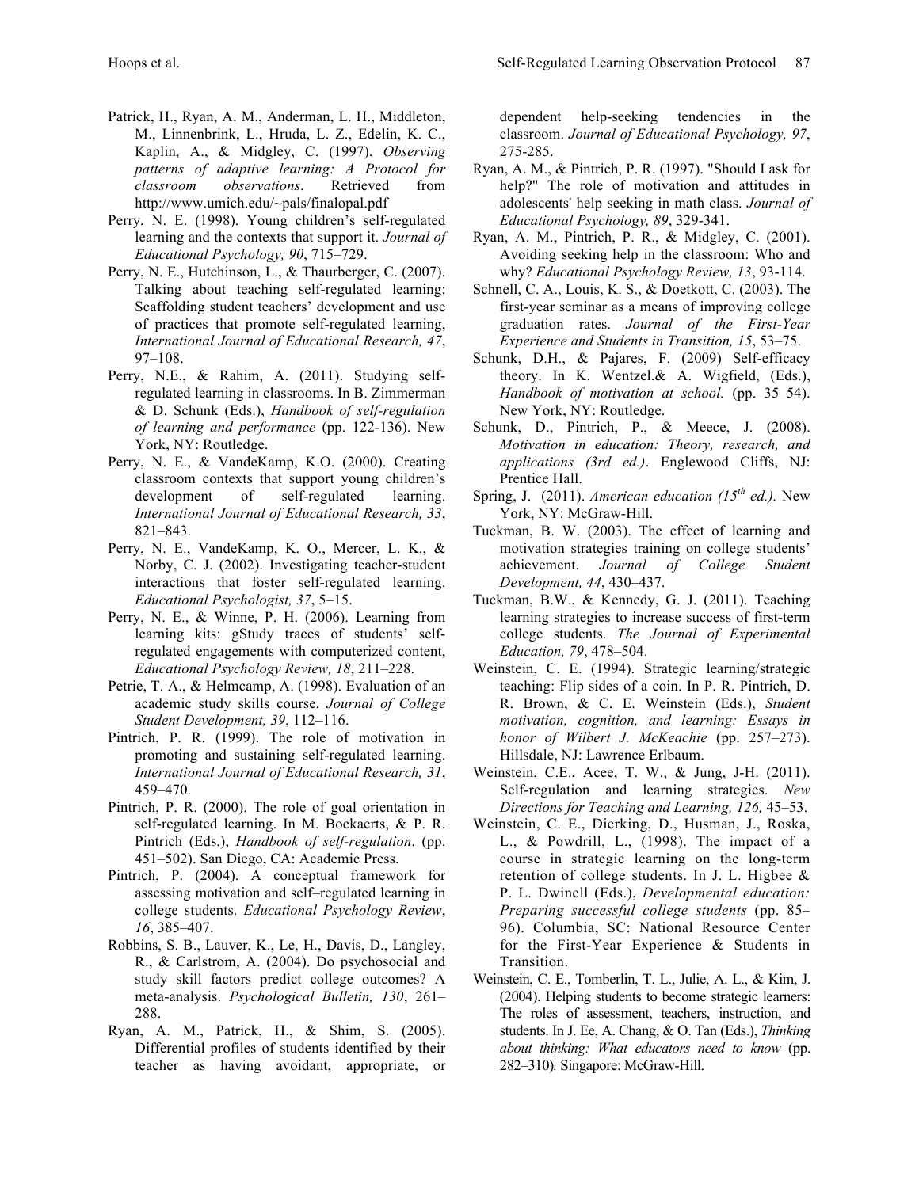Patrick, H., Ryan, A. M., Anderman, L. H., Middleton, M., Linnenbrink, L., Hruda, L. Z., Edelin, K. C., Kaplin, A., & Midgley, C. (1997). *Observing patterns of adaptive learning: A Protocol for classroom observations*. Retrieved from http://www.umich.edu/~pals/finalopal.pdf

Perry, N. E. (1998). Young children's self-regulated learning and the contexts that support it. *Journal of Educational Psychology, 90*, 715–729.

Perry, N. E., Hutchinson, L., & Thaurberger, C. (2007). Talking about teaching self-regulated learning: Scaffolding student teachers' development and use of practices that promote self-regulated learning, *International Journal of Educational Research, 47*, 97–108.

Perry, N.E., & Rahim, A. (2011). Studying self-regulated learning in classrooms. In B. Zimmerman & D. Schunk (Eds.), *Handbook of self-regulation of learning and performance* (pp. 122-136). New York, NY: Routledge.

Perry, N. E., & VandeKamp, K.O. (2000). Creating classroom contexts that support young children's development of self-regulated learning. *International Journal of Educational Research, 33*, 821–843.

Perry, N. E., VandeKamp, K. O., Mercer, L. K., & Norby, C. J. (2002). Investigating teacher-student interactions that foster self-regulated learning. *Educational Psychologist, 37*, 5–15.

Perry, N. E., & Winne, P. H. (2006). Learning from learning kits: gStudy traces of students' self-regulated engagements with computerized content, *Educational Psychology Review, 18*, 211–228.

Petrie, T. A., & Helmcamp, A. (1998). Evaluation of an academic study skills course. *Journal of College Student Development, 39*, 112–116.

Pintrich, P. R. (1999). The role of motivation in promoting and sustaining self-regulated learning. *International Journal of Educational Research, 31*, 459–470.

Pintrich, P. R. (2000). The role of goal orientation in self-regulated learning. In M. Boekaerts, & P. R. Pintrich (Eds.), *Handbook of self-regulation*. (pp. 451–502). San Diego, CA: Academic Press.

Pintrich, P. (2004). A conceptual framework for assessing motivation and self–regulated learning in college students. *Educational Psychology Review*, *16*, 385–407.

Robbins, S. B., Lauver, K., Le, H., Davis, D., Langley, R., & Carlstrom, A. (2004). Do psychosocial and study skill factors predict college outcomes? A meta-analysis. *Psychological Bulletin, 130*, 261–288.

Ryan, A. M., Patrick, H., & Shim, S. (2005). Differential profiles of students identified by their teacher as having avoidant, appropriate, or dependent help-seeking tendencies in the classroom. *Journal of Educational Psychology, 97*, 275-285.

Ryan, A. M., & Pintrich, P. R. (1997). "Should I ask for help?" The role of motivation and attitudes in adolescents' help seeking in math class. *Journal of Educational Psychology, 89*, 329-341.

Ryan, A. M., Pintrich, P. R., & Midgley, C. (2001). Avoiding seeking help in the classroom: Who and why? *Educational Psychology Review, 13*, 93-114.

Schnell, C. A., Louis, K. S., & Doetkott, C. (2003). The first-year seminar as a means of improving college graduation rates. *Journal of the First-Year Experience and Students in Transition, 15*, 53–75.

Schunk, D.H., & Pajares, F. (2009) Self-efficacy theory. In K. Wentzel.& A. Wigfield, (Eds.), *Handbook of motivation at school.* (pp. 35–54). New York, NY: Routledge.

Schunk, D., Pintrich, P., & Meece, J. (2008). *Motivation in education: Theory, research, and applications (3rd ed.)*. Englewood Cliffs, NJ: Prentice Hall.

Spring, J. (2011). *American education (15th ed.).* New York, NY: McGraw-Hill.

Tuckman, B. W. (2003). The effect of learning and motivation strategies training on college students' achievement. *Journal of College Student Development, 44*, 430–437.

Tuckman, B.W., & Kennedy, G. J. (2011). Teaching learning strategies to increase success of first-term college students. *The Journal of Experimental Education, 79*, 478–504.

Weinstein, C. E. (1994). Strategic learning/strategic teaching: Flip sides of a coin. In P. R. Pintrich, D. R. Brown, & C. E. Weinstein (Eds.), *Student motivation, cognition, and learning: Essays in honor of Wilbert J. McKeachie* (pp. 257–273). Hillsdale, NJ: Lawrence Erlbaum.

Weinstein, C.E., Acee, T. W., & Jung, J-H. (2011). Self-regulation and learning strategies. *New Directions for Teaching and Learning, 126,* 45–53.

Weinstein, C. E., Dierking, D., Husman, J., Roska, L., & Powdrill, L., (1998). The impact of a course in strategic learning on the long-term retention of college students. In J. L. Higbee & P. L. Dwinell (Eds.), *Developmental education: Preparing successful college students* (pp. 85–96). Columbia, SC: National Resource Center for the First-Year Experience & Students in Transition.

Weinstein, C. E., Tomberlin, T. L., Julie, A. L., & Kim, J. (2004). Helping students to become strategic learners: The roles of assessment, teachers, instruction, and students. In J. Ee, A. Chang, & O. Tan (Eds.), *Thinking about thinking: What educators need to know* (pp. 282–310)*.* Singapore: McGraw-Hill.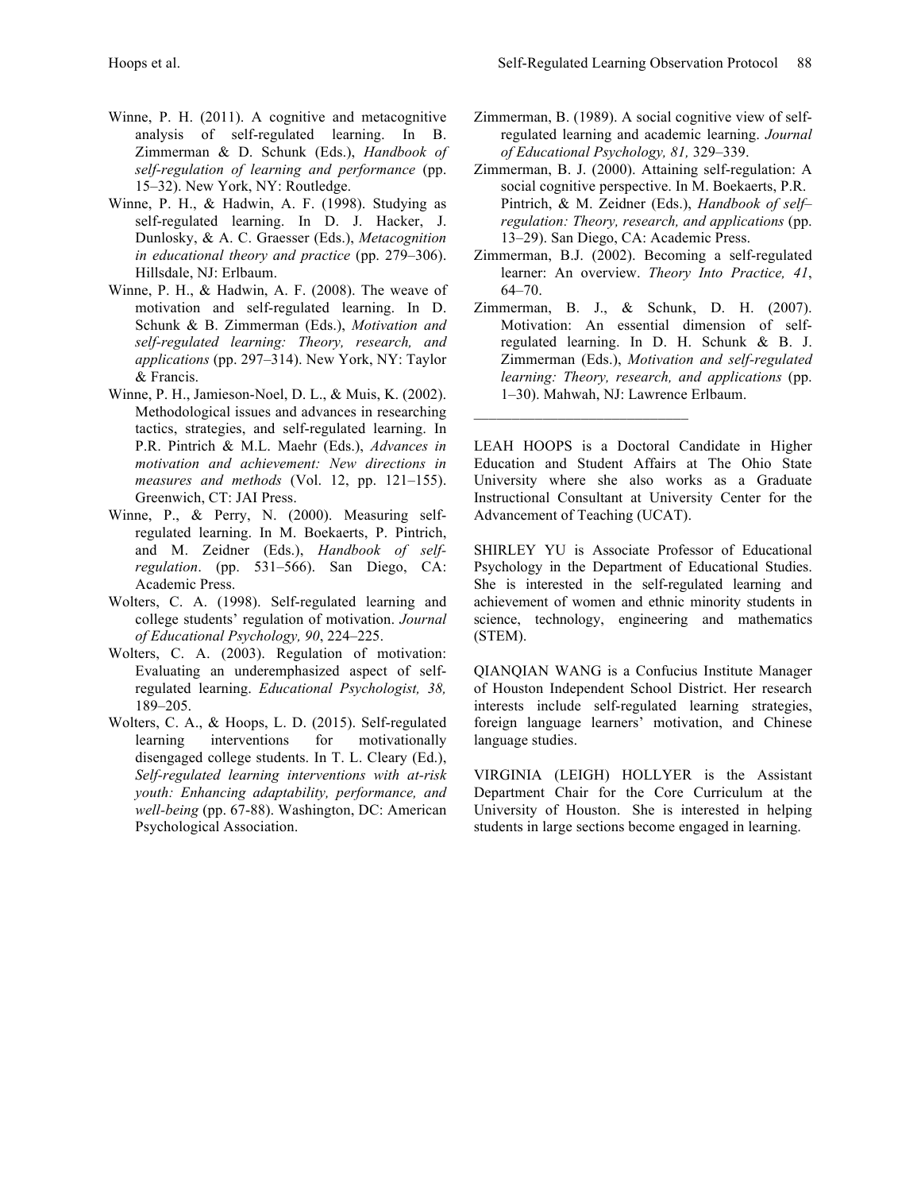Winne, P. H. (2011). A cognitive and metacognitive analysis of self-regulated learning. In B. Zimmerman & D. Schunk (Eds.), *Handbook of self-regulation of learning and performance* (pp. 15–32). New York, NY: Routledge.

Winne, P. H., & Hadwin, A. F. (1998). Studying as self-regulated learning. In D. J. Hacker, J. Dunlosky, & A. C. Graesser (Eds.), *Metacognition in educational theory and practice* (pp. 279–306). Hillsdale, NJ: Erlbaum.

Winne, P. H., & Hadwin, A. F. (2008). The weave of motivation and self-regulated learning. In D. Schunk & B. Zimmerman (Eds.), *Motivation and self-regulated learning: Theory, research, and applications* (pp. 297–314). New York, NY: Taylor & Francis.

Winne, P. H., Jamieson-Noel, D. L., & Muis, K. (2002). Methodological issues and advances in researching tactics, strategies, and self-regulated learning. In P.R. Pintrich & M.L. Maehr (Eds.), *Advances in motivation and achievement: New directions in measures and methods* (Vol. 12, pp. 121–155). Greenwich, CT: JAI Press.

Winne, P., & Perry, N. (2000). Measuring self-regulated learning. In M. Boekaerts, P. Pintrich, and M. Zeidner (Eds.), *Handbook of self-regulation*. (pp. 531–566). San Diego, CA: Academic Press.

Wolters, C. A. (1998). Self-regulated learning and college students' regulation of motivation. *Journal of Educational Psychology, 90*, 224–225.

Wolters, C. A. (2003). Regulation of motivation: Evaluating an underemphasized aspect of self-regulated learning. *Educational Psychologist, 38,* 189–205.

Wolters, C. A., & Hoops, L. D. (2015). Self-regulated learning interventions for motivationally disengaged college students. In T. L. Cleary (Ed.), *Self-regulated learning interventions with at-risk youth: Enhancing adaptability, performance, and well-being* (pp. 67-88). Washington, DC: American Psychological Association.

Zimmerman, B. (1989). A social cognitive view of self-regulated learning and academic learning. *Journal of Educational Psychology, 81,* 329–339.

Zimmerman, B. J. (2000). Attaining self-regulation: A social cognitive perspective. In M. Boekaerts, P.R. Pintrich, & M. Zeidner (Eds.), *Handbook of self–regulation: Theory, research, and applications* (pp. 13–29). San Diego, CA: Academic Press.

Zimmerman, B.J. (2002). Becoming a self-regulated learner: An overview. *Theory Into Practice, 41*, 64–70.

Zimmerman, B. J., & Schunk, D. H. (2007). Motivation: An essential dimension of self-regulated learning. In D. H. Schunk & B. J. Zimmerman (Eds.), *Motivation and self-regulated learning: Theory, research, and applications* (pp. 1–30). Mahwah, NJ: Lawrence Erlbaum.

---

LEAH HOOPS is a Doctoral Candidate in Higher Education and Student Affairs at The Ohio State University where she also works as a Graduate Instructional Consultant at University Center for the Advancement of Teaching (UCAT).

SHIRLEY YU is Associate Professor of Educational Psychology in the Department of Educational Studies. She is interested in the self-regulated learning and achievement of women and ethnic minority students in science, technology, engineering and mathematics (STEM).

QIANQIAN WANG is a Confucius Institute Manager of Houston Independent School District. Her research interests include self-regulated learning strategies, foreign language learners' motivation, and Chinese language studies.

VIRGINIA (LEIGH) HOLLYER is the Assistant Department Chair for the Core Curriculum at the University of Houston. She is interested in helping students in large sections become engaged in learning.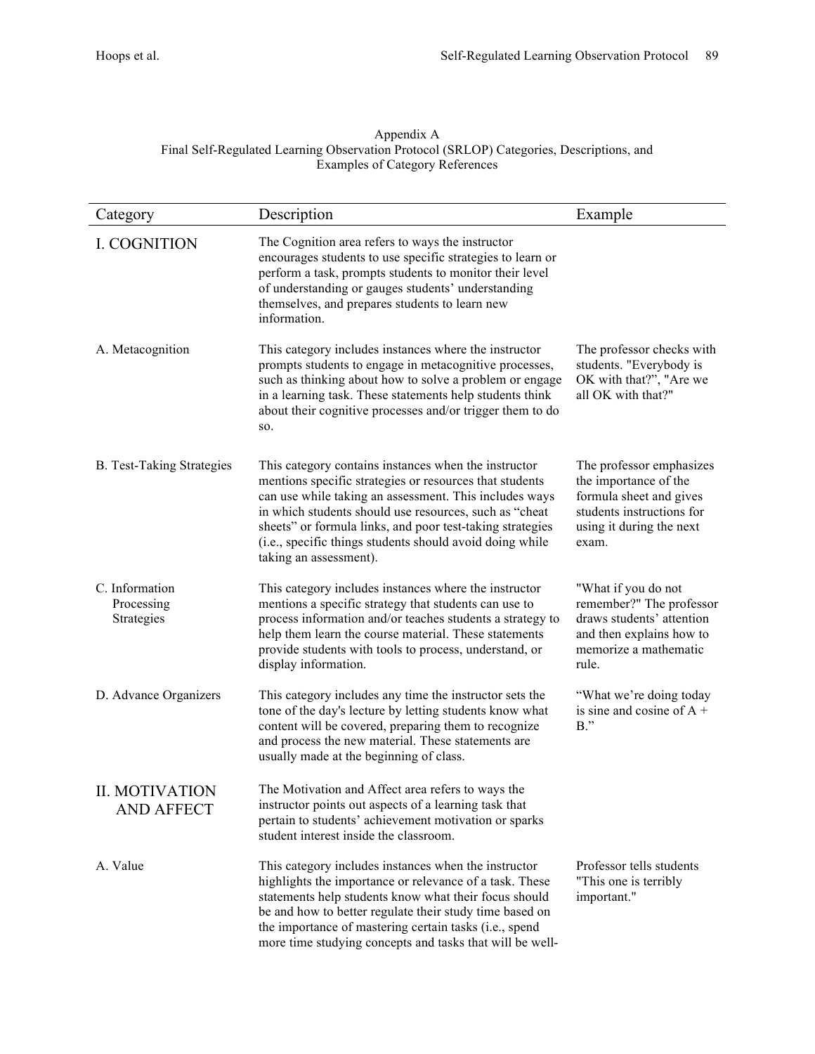Appendix A
Final Self-Regulated Learning Observation Protocol (SRLOP) Categories, Descriptions, and Examples of Category References

| Category | Description | Example |
|---|---|---|
| I. COGNITION | The Cognition area refers to ways the instructor encourages students to use specific strategies to learn or perform a task, prompts students to monitor their level of understanding or gauges students' understanding themselves, and prepares students to learn new information. | |
| A. Metacognition | This category includes instances where the instructor prompts students to engage in metacognitive processes, such as thinking about how to solve a problem or engage in a learning task. These statements help students think about their cognitive processes and/or trigger them to do so. | The professor checks with students. "Everybody is OK with that?", "Are we all OK with that?" |
| B. Test-Taking Strategies | This category contains instances when the instructor mentions specific strategies or resources that students can use while taking an assessment. This includes ways in which students should use resources, such as "cheat sheets" or formula links, and poor test-taking strategies (i.e., specific things students should avoid doing while taking an assessment). | The professor emphasizes the importance of the formula sheet and gives students instructions for using it during the next exam. |
| C. Information Processing Strategies | This category includes instances where the instructor mentions a specific strategy that students can use to process information and/or teaches students a strategy to help them learn the course material. These statements provide students with tools to process, understand, or display information. | "What if you do not remember?" The professor draws students' attention and then explains how to memorize a mathematic rule. |
| D. Advance Organizers | This category includes any time the instructor sets the tone of the day's lecture by letting students know what content will be covered, preparing them to recognize and process the new material. These statements are usually made at the beginning of class. | "What we're doing today is sine and cosine of A + B." |
| II. MOTIVATION AND AFFECT | The Motivation and Affect area refers to ways the instructor points out aspects of a learning task that pertain to students' achievement motivation or sparks student interest inside the classroom. | |
| A. Value | This category includes instances when the instructor highlights the importance or relevance of a task. These statements help students know what their focus should be and how to better regulate their study time based on the importance of mastering certain tasks (i.e., spend more time studying concepts and tasks that will be well- | Professor tells students "This one is terribly important." |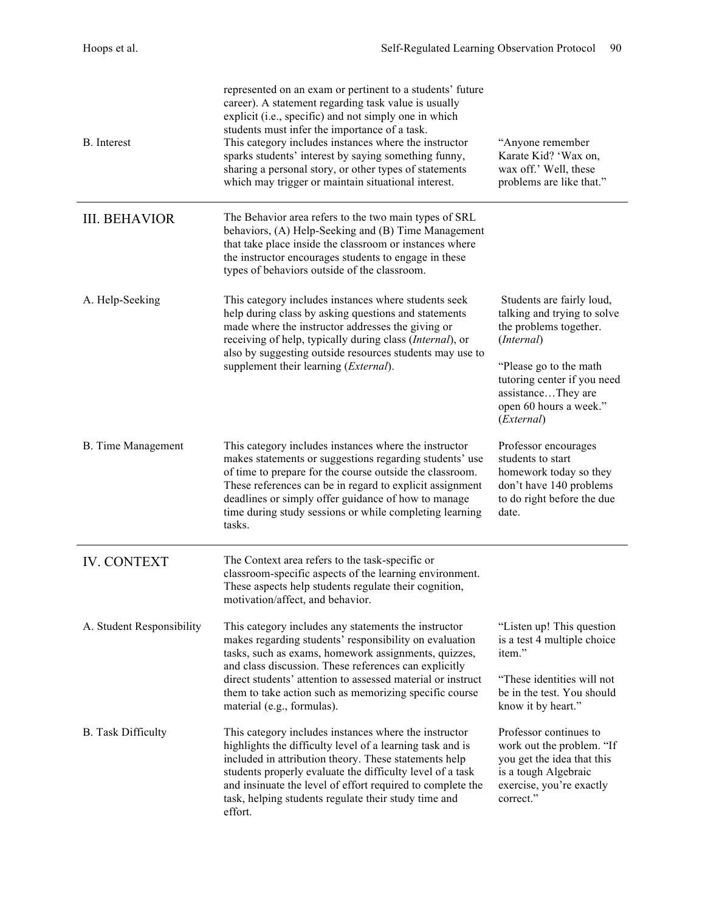| | | |
|---|---|---|
| | represented on an exam or pertinent to a students' future career). A statement regarding task value is usually explicit (i.e., specific) and not simply one in which students must infer the importance of a task. | |
| B. Interest | This category includes instances where the instructor sparks students' interest by saying something funny, sharing a personal story, or other types of statements which may trigger or maintain situational interest. | "Anyone remember Karate Kid? 'Wax on, wax off.' Well, these problems are like that." |
| III. BEHAVIOR | The Behavior area refers to the two main types of SRL behaviors, (A) Help-Seeking and (B) Time Management that take place inside the classroom or instances where the instructor encourages students to engage in these types of behaviors outside of the classroom. | |
| A. Help-Seeking | This category includes instances where students seek help during class by asking questions and statements made where the instructor addresses the giving or receiving of help, typically during class (*Internal*), or also by suggesting outside resources students may use to supplement their learning (*External*). | Students are fairly loud, talking and trying to solve the problems together. (*Internal*)<br><br>"Please go to the math tutoring center if you need assistance…They are open 60 hours a week." (*External*) |
| B. Time Management | This category includes instances where the instructor makes statements or suggestions regarding students' use of time to prepare for the course outside the classroom. These references can be in regard to explicit assignment deadlines or simply offer guidance of how to manage time during study sessions or while completing learning tasks. | Professor encourages students to start homework today so they don't have 140 problems to do right before the due date. |
| IV. CONTEXT | The Context area refers to the task-specific or classroom-specific aspects of the learning environment. These aspects help students regulate their cognition, motivation/affect, and behavior. | |
| A. Student Responsibility | This category includes any statements the instructor makes regarding students' responsibility on evaluation tasks, such as exams, homework assignments, quizzes, and class discussion. These references can explicitly direct students' attention to assessed material or instruct them to take action such as memorizing specific course material (e.g., formulas). | "Listen up! This question is a test 4 multiple choice item."<br><br>"These identities will not be in the test. You should know it by heart." |
| B. Task Difficulty | This category includes instances where the instructor highlights the difficulty level of a learning task and is included in attribution theory. These statements help students properly evaluate the difficulty level of a task and insinuate the level of effort required to complete the task, helping students regulate their study time and effort. | Professor continues to work out the problem. "If you get the idea that this is a tough Algebraic exercise, you're exactly correct." |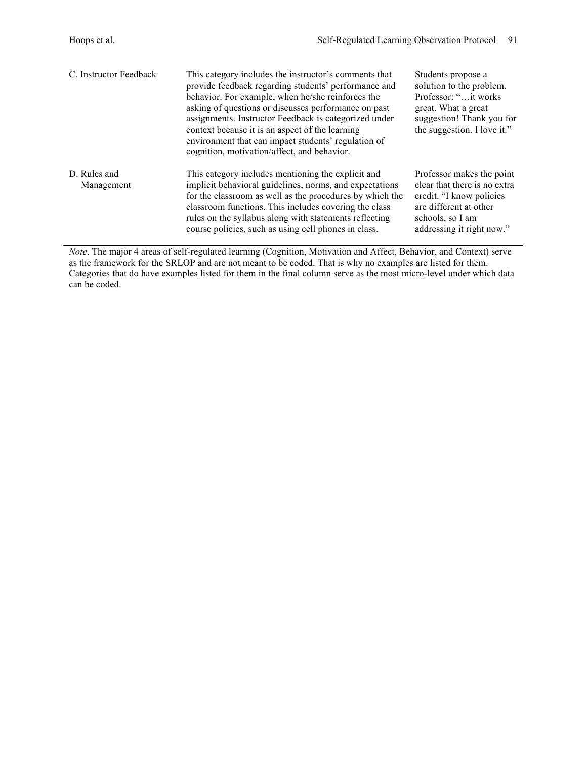| | | |
|---|---|---|
| C. Instructor Feedback | This category includes the instructor's comments that provide feedback regarding students' performance and behavior. For example, when he/she reinforces the asking of questions or discusses performance on past assignments. Instructor Feedback is categorized under context because it is an aspect of the learning environment that can impact students' regulation of cognition, motivation/affect, and behavior. | Students propose a solution to the problem. Professor: "…it works great. What a great suggestion! Thank you for the suggestion. I love it." |
| D. Rules and Management | This category includes mentioning the explicit and implicit behavioral guidelines, norms, and expectations for the classroom as well as the procedures by which the classroom functions. This includes covering the class rules on the syllabus along with statements reflecting course policies, such as using cell phones in class. | Professor makes the point clear that there is no extra credit. "I know policies are different at other schools, so I am addressing it right now." |

*Note*. The major 4 areas of self-regulated learning (Cognition, Motivation and Affect, Behavior, and Context) serve as the framework for the SRLOP and are not meant to be coded. That is why no examples are listed for them. Categories that do have examples listed for them in the final column serve as the most micro-level under which data can be coded.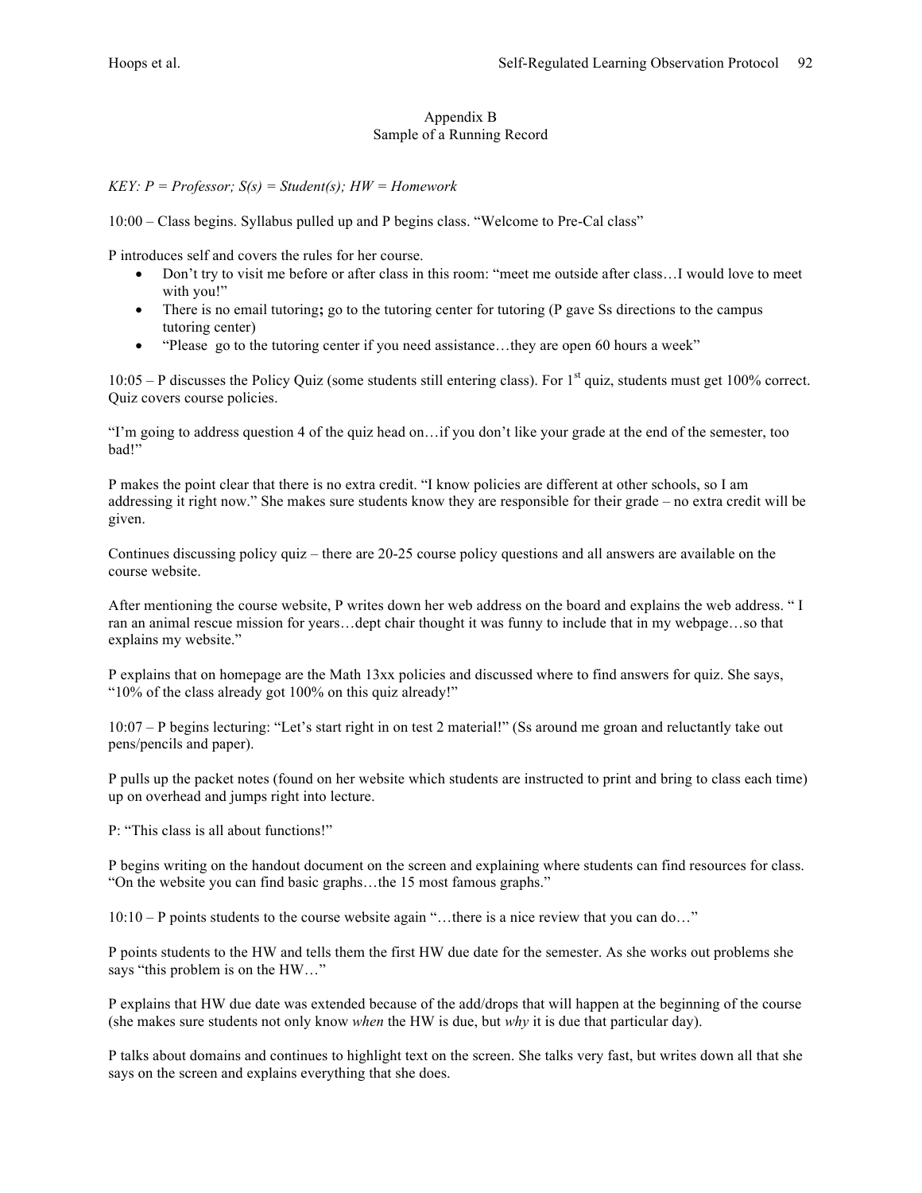## Appendix B
### Sample of a Running Record

*KEY: P = Professor; S(s) = Student(s); HW = Homework*

10:00 – Class begins. Syllabus pulled up and P begins class. "Welcome to Pre-Cal class"

P introduces self and covers the rules for her course.

- Don't try to visit me before or after class in this room: "meet me outside after class…I would love to meet with you!"
- There is no email tutoring**;** go to the tutoring center for tutoring (P gave Ss directions to the campus tutoring center)
- "Please go to the tutoring center if you need assistance…they are open 60 hours a week"

10:05 – P discusses the Policy Quiz (some students still entering class). For 1st quiz, students must get 100% correct. Quiz covers course policies.

"I'm going to address question 4 of the quiz head on…if you don't like your grade at the end of the semester, too bad!"

P makes the point clear that there is no extra credit. "I know policies are different at other schools, so I am addressing it right now." She makes sure students know they are responsible for their grade – no extra credit will be given.

Continues discussing policy quiz – there are 20-25 course policy questions and all answers are available on the course website.

After mentioning the course website, P writes down her web address on the board and explains the web address. " I ran an animal rescue mission for years…dept chair thought it was funny to include that in my webpage…so that explains my website."

P explains that on homepage are the Math 13xx policies and discussed where to find answers for quiz. She says, "10% of the class already got 100% on this quiz already!"

10:07 – P begins lecturing: "Let's start right in on test 2 material!" (Ss around me groan and reluctantly take out pens/pencils and paper).

P pulls up the packet notes (found on her website which students are instructed to print and bring to class each time) up on overhead and jumps right into lecture.

P: "This class is all about functions!"

P begins writing on the handout document on the screen and explaining where students can find resources for class. "On the website you can find basic graphs…the 15 most famous graphs."

10:10 – P points students to the course website again "…there is a nice review that you can do…"

P points students to the HW and tells them the first HW due date for the semester. As she works out problems she says "this problem is on the HW…"

P explains that HW due date was extended because of the add/drops that will happen at the beginning of the course (she makes sure students not only know *when* the HW is due, but *why* it is due that particular day).

P talks about domains and continues to highlight text on the screen. She talks very fast, but writes down all that she says on the screen and explains everything that she does.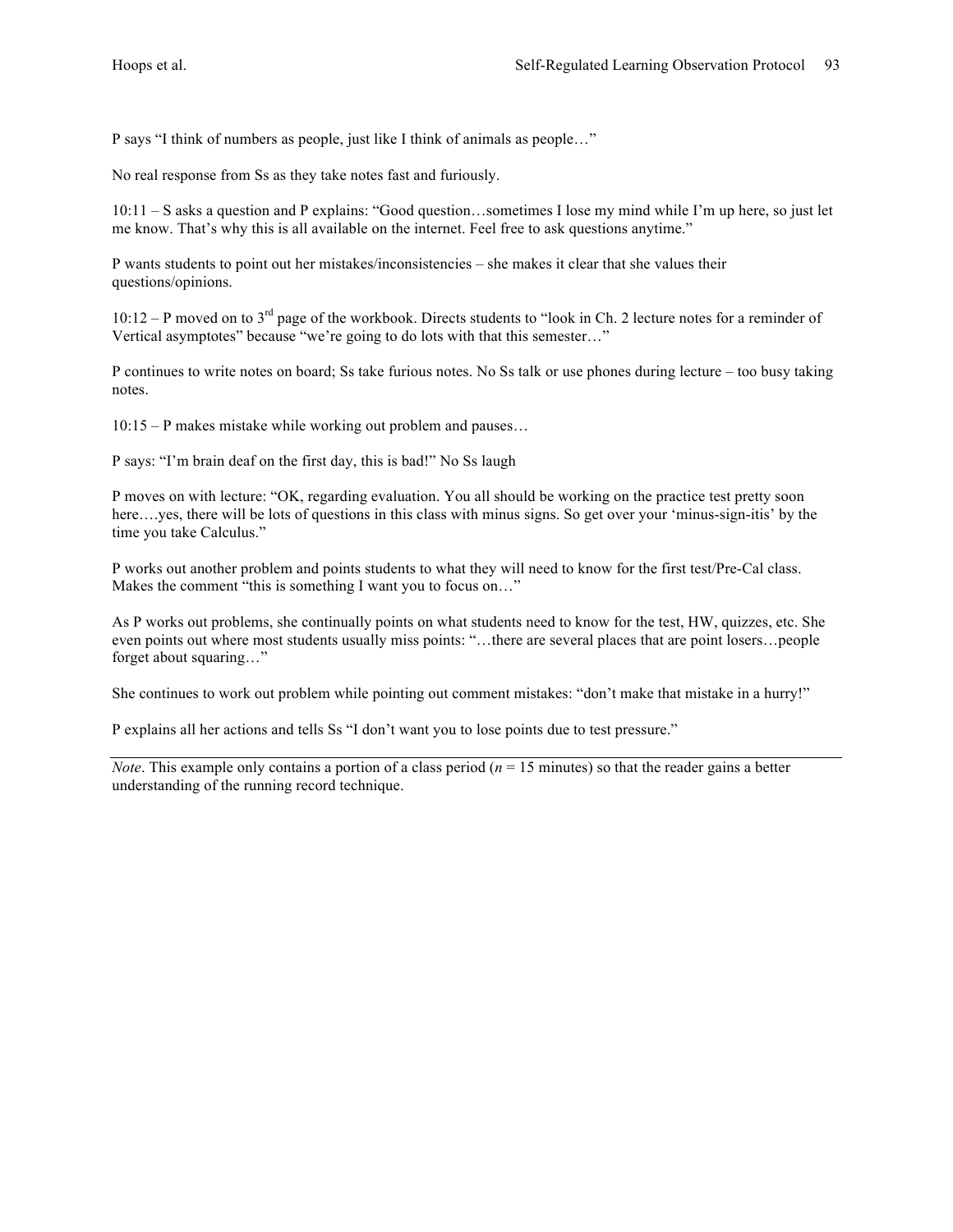P says "I think of numbers as people, just like I think of animals as people…"

No real response from Ss as they take notes fast and furiously.

10:11 – S asks a question and P explains: "Good question…sometimes I lose my mind while I'm up here, so just let me know. That's why this is all available on the internet. Feel free to ask questions anytime."

P wants students to point out her mistakes/inconsistencies – she makes it clear that she values their questions/opinions.

10:12 – P moved on to 3rd page of the workbook. Directs students to "look in Ch. 2 lecture notes for a reminder of Vertical asymptotes" because "we're going to do lots with that this semester…"

P continues to write notes on board; Ss take furious notes. No Ss talk or use phones during lecture – too busy taking notes.

10:15 – P makes mistake while working out problem and pauses…

P says: "I'm brain deaf on the first day, this is bad!" No Ss laugh

P moves on with lecture: "OK, regarding evaluation. You all should be working on the practice test pretty soon here….yes, there will be lots of questions in this class with minus signs. So get over your 'minus-sign-itis' by the time you take Calculus."

P works out another problem and points students to what they will need to know for the first test/Pre-Cal class. Makes the comment "this is something I want you to focus on…"

As P works out problems, she continually points on what students need to know for the test, HW, quizzes, etc. She even points out where most students usually miss points: "…there are several places that are point losers…people forget about squaring…"

She continues to work out problem while pointing out comment mistakes: "don't make that mistake in a hurry!"

P explains all her actions and tells Ss "I don't want you to lose points due to test pressure."

*Note*. This example only contains a portion of a class period ($n$ = 15 minutes) so that the reader gains a better understanding of the running record technique.